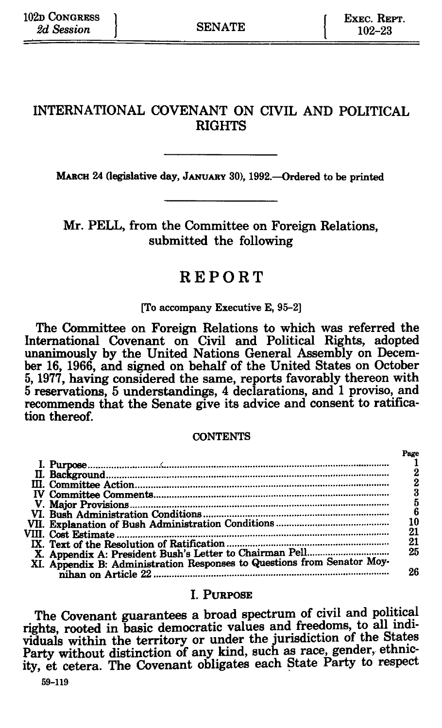102D CONGRESS
*2d Session*

SENATE

EXEC. REPT. 102-23

# INTERNATIONAL COVENANT ON CIVIL AND POLITICAL RIGHTS

MARCH 24 (legislative day, JANUARY 30), 1992.—Ordered to be printed

Mr. PELL, from the Committee on Foreign Relations, submitted the following

# REPORT

[To accompany Executive E, 95-2]

The Committee on Foreign Relations to which was referred the International Covenant on Civil and Political Rights, adopted unanimously by the United Nations General Assembly on December 16, 1966, and signed on behalf of the United States on October 5, 1977, having considered the same, reports favorably thereon with 5 reservations, 5 understandings, 4 declarations, and 1 proviso, and recommends that the Senate give its advice and consent to ratification thereof.

CONTENTS

| | Page |
|---|---|
| I. Purpose | 1 |
| II. Background | 2 |
| III. Committee Action | 2 |
| IV Committee Comments | 3 |
| V. Major Provisions | 5 |
| VI. Bush Administration Conditions | 6 |
| VII. Explanation of Bush Administration Conditions | 10 |
| VIII. Cost Estimate | 21 |
| IX. Text of the Resolution of Ratification | 21 |
| X. Appendix A: President Bush's Letter to Chairman Pell | 25 |
| XI. Appendix B: Administration Responses to Questions from Senator Moynihan on Article 22 | 26 |

## I. PURPOSE

The Covenant guarantees a broad spectrum of civil and political rights, rooted in basic democratic values and freedoms, to all individuals within the territory or under the jurisdiction of the States Party without distinction of any kind, such as race, gender, ethnicity, et cetera. The Covenant obligates each State Party to respect

59-119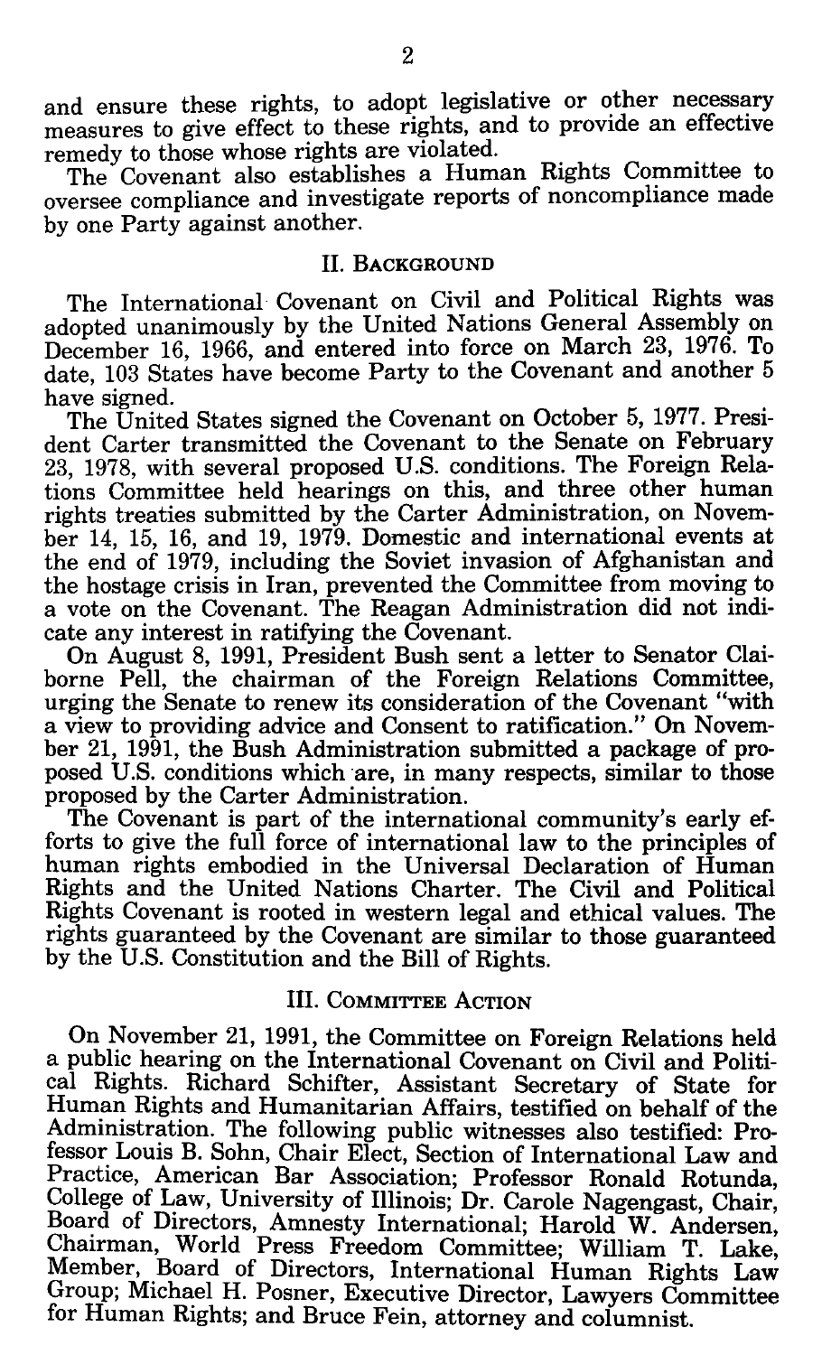and ensure these rights, to adopt legislative or other necessary measures to give effect to these rights, and to provide an effective remedy to those whose rights are violated.

The Covenant also establishes a Human Rights Committee to oversee compliance and investigate reports of noncompliance made by one Party against another.

## II. Background

The International Covenant on Civil and Political Rights was adopted unanimously by the United Nations General Assembly on December 16, 1966, and entered into force on March 23, 1976. To date, 103 States have become Party to the Covenant and another 5 have signed.

The United States signed the Covenant on October 5, 1977. President Carter transmitted the Covenant to the Senate on February 23, 1978, with several proposed U.S. conditions. The Foreign Relations Committee held hearings on this, and three other human rights treaties submitted by the Carter Administration, on November 14, 15, 16, and 19, 1979. Domestic and international events at the end of 1979, including the Soviet invasion of Afghanistan and the hostage crisis in Iran, prevented the Committee from moving to a vote on the Covenant. The Reagan Administration did not indicate any interest in ratifying the Covenant.

On August 8, 1991, President Bush sent a letter to Senator Claiborne Pell, the chairman of the Foreign Relations Committee, urging the Senate to renew its consideration of the Covenant "with a view to providing advice and Consent to ratification." On November 21, 1991, the Bush Administration submitted a package of proposed U.S. conditions which are, in many respects, similar to those proposed by the Carter Administration.

The Covenant is part of the international community's early efforts to give the full force of international law to the principles of human rights embodied in the Universal Declaration of Human Rights and the United Nations Charter. The Civil and Political Rights Covenant is rooted in western legal and ethical values. The rights guaranteed by the Covenant are similar to those guaranteed by the U.S. Constitution and the Bill of Rights.

## III. Committee Action

On November 21, 1991, the Committee on Foreign Relations held a public hearing on the International Covenant on Civil and Political Rights. Richard Schifter, Assistant Secretary of State for Human Rights and Humanitarian Affairs, testified on behalf of the Administration. The following public witnesses also testified: Professor Louis B. Sohn, Chair Elect, Section of International Law and Practice, American Bar Association; Professor Ronald Rotunda, College of Law, University of Illinois; Dr. Carole Nagengast, Chair, Board of Directors, Amnesty International; Harold W. Andersen, Chairman, World Press Freedom Committee; William T. Lake, Member, Board of Directors, International Human Rights Law Group; Michael H. Posner, Executive Director, Lawyers Committee for Human Rights; and Bruce Fein, attorney and columnist.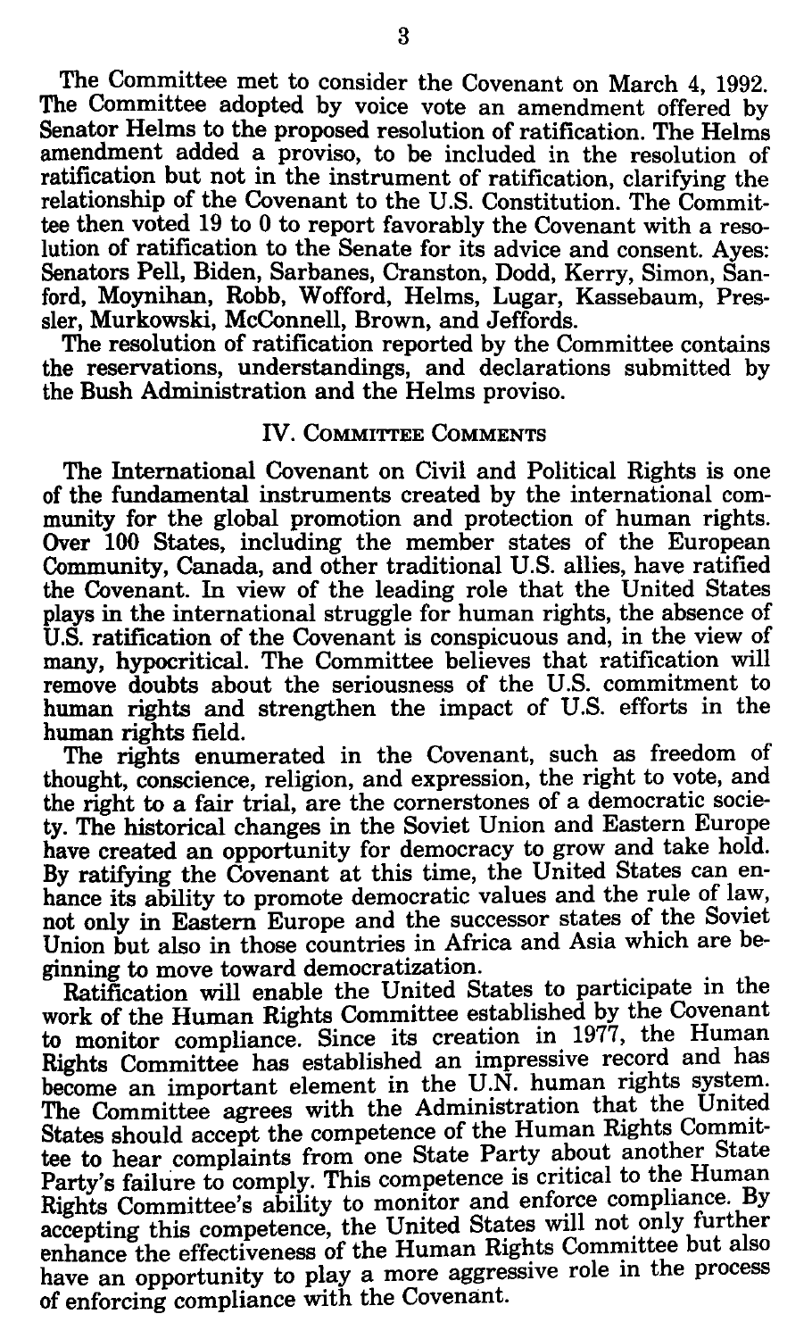The Committee met to consider the Covenant on March 4, 1992. The Committee adopted by voice vote an amendment offered by Senator Helms to the proposed resolution of ratification. The Helms amendment added a proviso, to be included in the resolution of ratification but not in the instrument of ratification, clarifying the relationship of the Covenant to the U.S. Constitution. The Committee then voted 19 to 0 to report favorably the Covenant with a resolution of ratification to the Senate for its advice and consent. Ayes: Senators Pell, Biden, Sarbanes, Cranston, Dodd, Kerry, Simon, Sanford, Moynihan, Robb, Wofford, Helms, Lugar, Kassebaum, Pressler, Murkowski, McConnell, Brown, and Jeffords.

The resolution of ratification reported by the Committee contains the reservations, understandings, and declarations submitted by the Bush Administration and the Helms proviso.

## IV. Committee Comments

The International Covenant on Civil and Political Rights is one of the fundamental instruments created by the international community for the global promotion and protection of human rights. Over 100 States, including the member states of the European Community, Canada, and other traditional U.S. allies, have ratified the Covenant. In view of the leading role that the United States plays in the international struggle for human rights, the absence of U.S. ratification of the Covenant is conspicuous and, in the view of many, hypocritical. The Committee believes that ratification will remove doubts about the seriousness of the U.S. commitment to human rights and strengthen the impact of U.S. efforts in the human rights field.

The rights enumerated in the Covenant, such as freedom of thought, conscience, religion, and expression, the right to vote, and the right to a fair trial, are the cornerstones of a democratic society. The historical changes in the Soviet Union and Eastern Europe have created an opportunity for democracy to grow and take hold. By ratifying the Covenant at this time, the United States can enhance its ability to promote democratic values and the rule of law, not only in Eastern Europe and the successor states of the Soviet Union but also in those countries in Africa and Asia which are beginning to move toward democratization.

Ratification will enable the United States to participate in the work of the Human Rights Committee established by the Covenant to monitor compliance. Since its creation in 1977, the Human Rights Committee has established an impressive record and has become an important element in the U.N. human rights system. The Committee agrees with the Administration that the United States should accept the competence of the Human Rights Committee to hear complaints from one State Party about another State Party's failure to comply. This competence is critical to the Human Rights Committee's ability to monitor and enforce compliance. By accepting this competence, the United States will not only further enhance the effectiveness of the Human Rights Committee but also have an opportunity to play a more aggressive role in the process of enforcing compliance with the Covenant.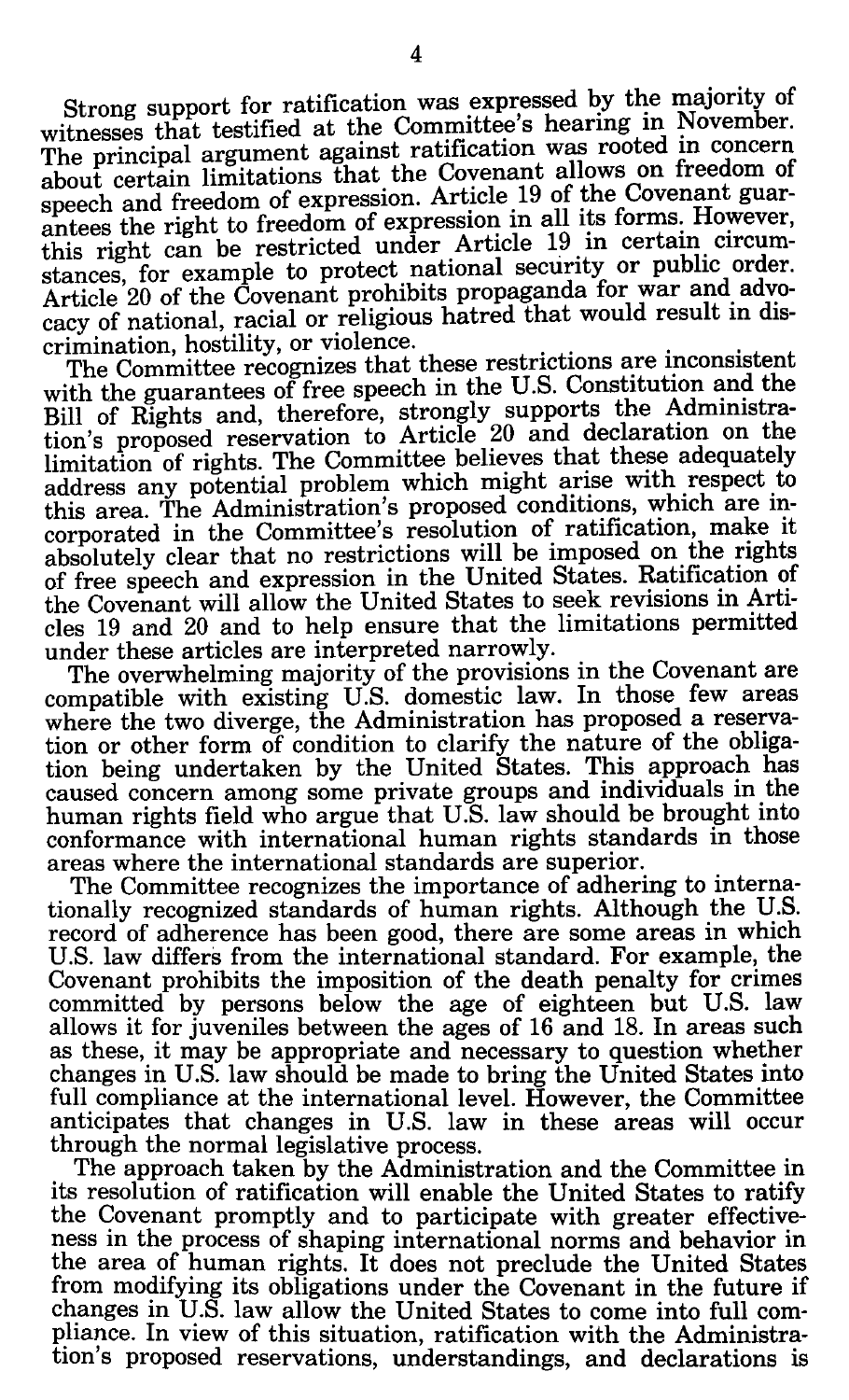Strong support for ratification was expressed by the majority of witnesses that testified at the Committee's hearing in November. The principal argument against ratification was rooted in concern about certain limitations that the Covenant allows on freedom of speech and freedom of expression. Article 19 of the Covenant guarantees the right to freedom of expression in all its forms. However, this right can be restricted under Article 19 in certain circumstances, for example to protect national security or public order. Article 20 of the Covenant prohibits propaganda for war and advocacy of national, racial or religious hatred that would result in discrimination, hostility, or violence.

The Committee recognizes that these restrictions are inconsistent with the guarantees of free speech in the U.S. Constitution and the Bill of Rights and, therefore, strongly supports the Administration's proposed reservation to Article 20 and declaration on the limitation of rights. The Committee believes that these adequately address any potential problem which might arise with respect to this area. The Administration's proposed conditions, which are incorporated in the Committee's resolution of ratification, make it absolutely clear that no restrictions will be imposed on the rights of free speech and expression in the United States. Ratification of the Covenant will allow the United States to seek revisions in Articles 19 and 20 and to help ensure that the limitations permitted under these articles are interpreted narrowly.

The overwhelming majority of the provisions in the Covenant are compatible with existing U.S. domestic law. In those few areas where the two diverge, the Administration has proposed a reservation or other form of condition to clarify the nature of the obligation being undertaken by the United States. This approach has caused concern among some private groups and individuals in the human rights field who argue that U.S. law should be brought into conformance with international human rights standards in those areas where the international standards are superior.

The Committee recognizes the importance of adhering to internationally recognized standards of human rights. Although the U.S. record of adherence has been good, there are some areas in which U.S. law differs from the international standard. For example, the Covenant prohibits the imposition of the death penalty for crimes committed by persons below the age of eighteen but U.S. law allows it for juveniles between the ages of 16 and 18. In areas such as these, it may be appropriate and necessary to question whether changes in U.S. law should be made to bring the United States into full compliance at the international level. However, the Committee anticipates that changes in U.S. law in these areas will occur through the normal legislative process.

The approach taken by the Administration and the Committee in its resolution of ratification will enable the United States to ratify the Covenant promptly and to participate with greater effectiveness in the process of shaping international norms and behavior in the area of human rights. It does not preclude the United States from modifying its obligations under the Covenant in the future if changes in U.S. law allow the United States to come into full compliance. In view of this situation, ratification with the Administration's proposed reservations, understandings, and declarations is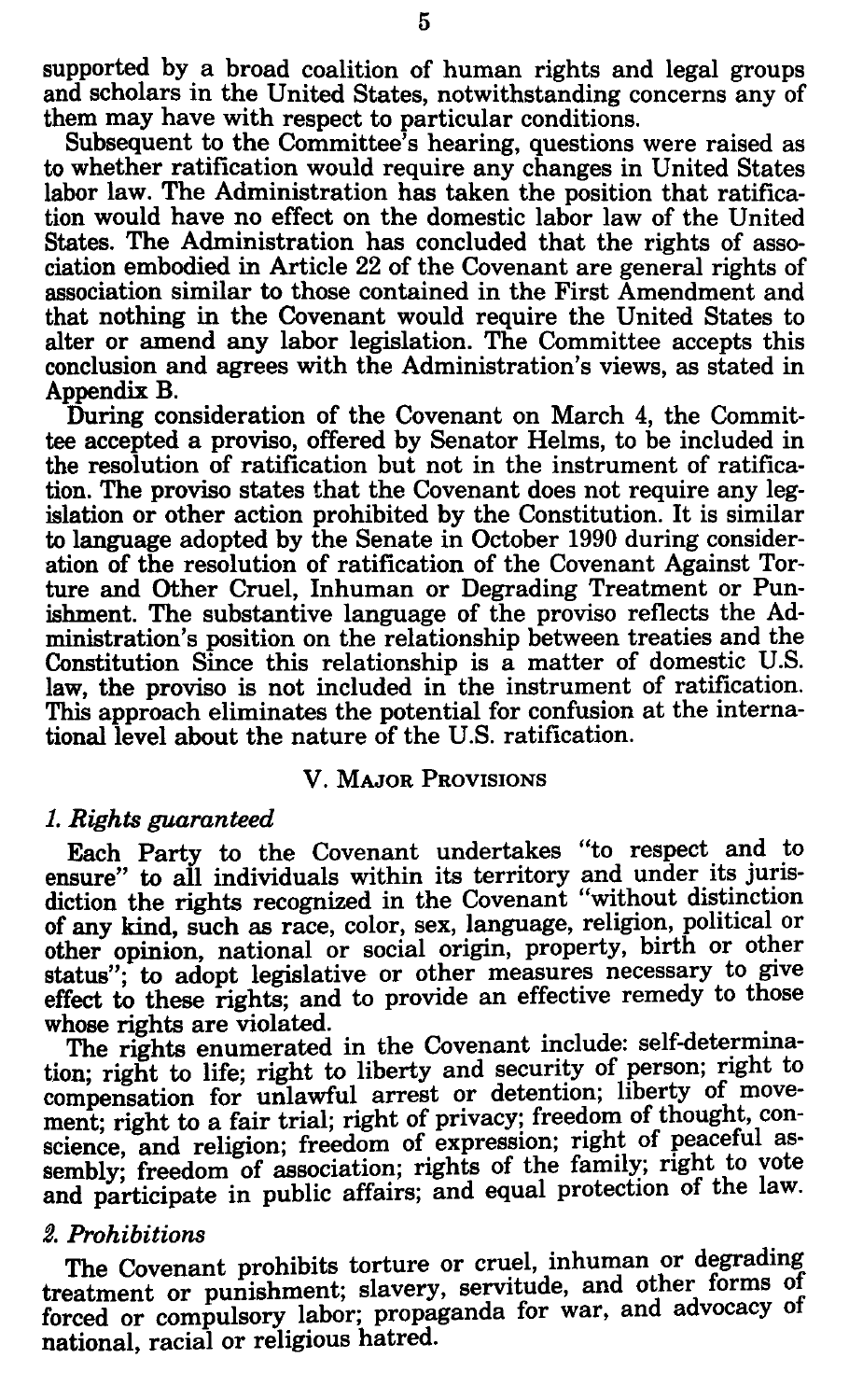supported by a broad coalition of human rights and legal groups and scholars in the United States, notwithstanding concerns any of them may have with respect to particular conditions.

Subsequent to the Committee's hearing, questions were raised as to whether ratification would require any changes in United States labor law. The Administration has taken the position that ratification would have no effect on the domestic labor law of the United States. The Administration has concluded that the rights of association embodied in Article 22 of the Covenant are general rights of association similar to those contained in the First Amendment and that nothing in the Covenant would require the United States to alter or amend any labor legislation. The Committee accepts this conclusion and agrees with the Administration's views, as stated in Appendix B.

During consideration of the Covenant on March 4, the Committee accepted a proviso, offered by Senator Helms, to be included in the resolution of ratification but not in the instrument of ratification. The proviso states that the Covenant does not require any legislation or other action prohibited by the Constitution. It is similar to language adopted by the Senate in October 1990 during consideration of the resolution of ratification of the Covenant Against Torture and Other Cruel, Inhuman or Degrading Treatment or Punishment. The substantive language of the proviso reflects the Administration's position on the relationship between treaties and the Constitution Since this relationship is a matter of domestic U.S. law, the proviso is not included in the instrument of ratification. This approach eliminates the potential for confusion at the international level about the nature of the U.S. ratification.

## V. Major Provisions

### *1. Rights guaranteed*

Each Party to the Covenant undertakes "to respect and to ensure" to all individuals within its territory and under its jurisdiction the rights recognized in the Covenant "without distinction of any kind, such as race, color, sex, language, religion, political or other opinion, national or social origin, property, birth or other status"; to adopt legislative or other measures necessary to give effect to these rights; and to provide an effective remedy to those whose rights are violated.

The rights enumerated in the Covenant include: self-determination; right to life; right to liberty and security of person; right to compensation for unlawful arrest or detention; liberty of movement; right to a fair trial; right of privacy; freedom of thought, conscience, and religion; freedom of expression; right of peaceful assembly; freedom of association; rights of the family; right to vote and participate in public affairs; and equal protection of the law.

### *2. Prohibitions*

The Covenant prohibits torture or cruel, inhuman or degrading treatment or punishment; slavery, servitude, and other forms of forced or compulsory labor; propaganda for war, and advocacy of national, racial or religious hatred.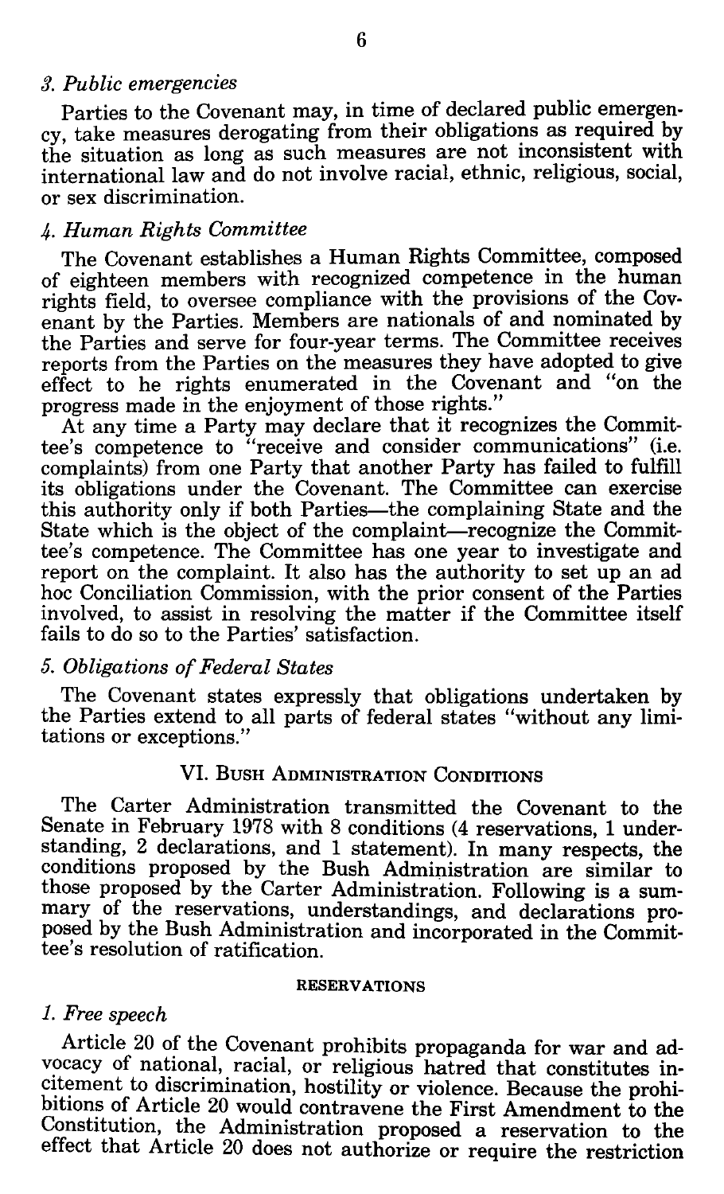*3. Public emergencies*

Parties to the Covenant may, in time of declared public emergency, take measures derogating from their obligations as required by the situation as long as such measures are not inconsistent with international law and do not involve racial, ethnic, religious, social, or sex discrimination.

*4. Human Rights Committee*

The Covenant establishes a Human Rights Committee, composed of eighteen members with recognized competence in the human rights field, to oversee compliance with the provisions of the Covenant by the Parties. Members are nationals of and nominated by the Parties and serve for four-year terms. The Committee receives reports from the Parties on the measures they have adopted to give effect to he rights enumerated in the Covenant and "on the progress made in the enjoyment of those rights."

At any time a Party may declare that it recognizes the Committee's competence to "receive and consider communications" (i.e. complaints) from one Party that another Party has failed to fulfill its obligations under the Covenant. The Committee can exercise this authority only if both Parties—the complaining State and the State which is the object of the complaint—recognize the Committee's competence. The Committee has one year to investigate and report on the complaint. It also has the authority to set up an ad hoc Conciliation Commission, with the prior consent of the Parties involved, to assist in resolving the matter if the Committee itself fails to do so to the Parties' satisfaction.

*5. Obligations of Federal States*

The Covenant states expressly that obligations undertaken by the Parties extend to all parts of federal states "without any limitations or exceptions."

## VI. Bush Administration Conditions

The Carter Administration transmitted the Covenant to the Senate in February 1978 with 8 conditions (4 reservations, 1 understanding, 2 declarations, and 1 statement). In many respects, the conditions proposed by the Bush Administration are similar to those proposed by the Carter Administration. Following is a summary of the reservations, understandings, and declarations proposed by the Bush Administration and incorporated in the Committee's resolution of ratification.

### Reservations

*1. Free speech*

Article 20 of the Covenant prohibits propaganda for war and advocacy of national, racial, or religious hatred that constitutes incitement to discrimination, hostility or violence. Because the prohibitions of Article 20 would contravene the First Amendment to the Constitution, the Administration proposed a reservation to the effect that Article 20 does not authorize or require the restriction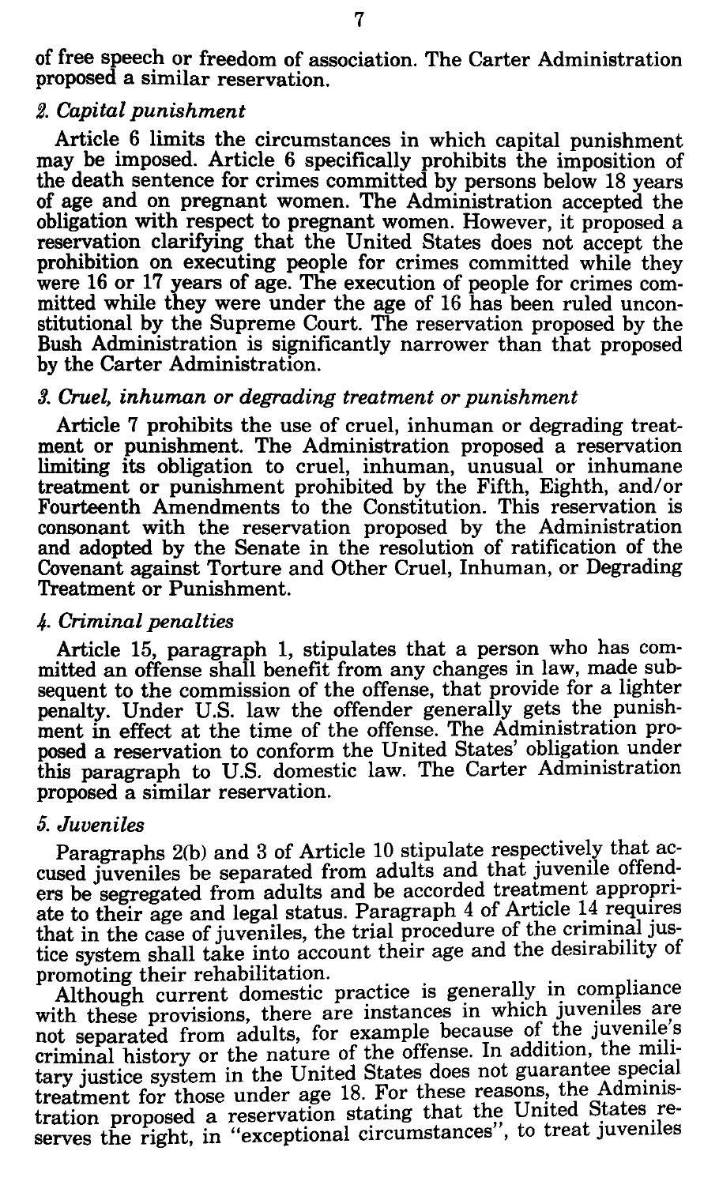of free speech or freedom of association. The Carter Administration proposed a similar reservation.

*2. Capital punishment*

Article 6 limits the circumstances in which capital punishment may be imposed. Article 6 specifically prohibits the imposition of the death sentence for crimes committed by persons below 18 years of age and on pregnant women. The Administration accepted the obligation with respect to pregnant women. However, it proposed a reservation clarifying that the United States does not accept the prohibition on executing people for crimes committed while they were 16 or 17 years of age. The execution of people for crimes committed while they were under the age of 16 has been ruled unconstitutional by the Supreme Court. The reservation proposed by the Bush Administration is significantly narrower than that proposed by the Carter Administration.

*3. Cruel, inhuman or degrading treatment or punishment*

Article 7 prohibits the use of cruel, inhuman or degrading treatment or punishment. The Administration proposed a reservation limiting its obligation to cruel, inhuman, unusual or inhumane treatment or punishment prohibited by the Fifth, Eighth, and/or Fourteenth Amendments to the Constitution. This reservation is consonant with the reservation proposed by the Administration and adopted by the Senate in the resolution of ratification of the Covenant against Torture and Other Cruel, Inhuman, or Degrading Treatment or Punishment.

*4. Criminal penalties*

Article 15, paragraph 1, stipulates that a person who has committed an offense shall benefit from any changes in law, made subsequent to the commission of the offense, that provide for a lighter penalty. Under U.S. law the offender generally gets the punishment in effect at the time of the offense. The Administration proposed a reservation to conform the United States' obligation under this paragraph to U.S. domestic law. The Carter Administration proposed a similar reservation.

*5. Juveniles*

Paragraphs 2(b) and 3 of Article 10 stipulate respectively that accused juveniles be separated from adults and that juvenile offenders be segregated from adults and be accorded treatment appropriate to their age and legal status. Paragraph 4 of Article 14 requires that in the case of juveniles, the trial procedure of the criminal justice system shall take into account their age and the desirability of promoting their rehabilitation.

Although current domestic practice is generally in compliance with these provisions, there are instances in which juveniles are not separated from adults, for example because of the juvenile's criminal history or the nature of the offense. In addition, the military justice system in the United States does not guarantee special treatment for those under age 18. For these reasons, the Administration proposed a reservation stating that the United States reserves the right, in "exceptional circumstances", to treat juveniles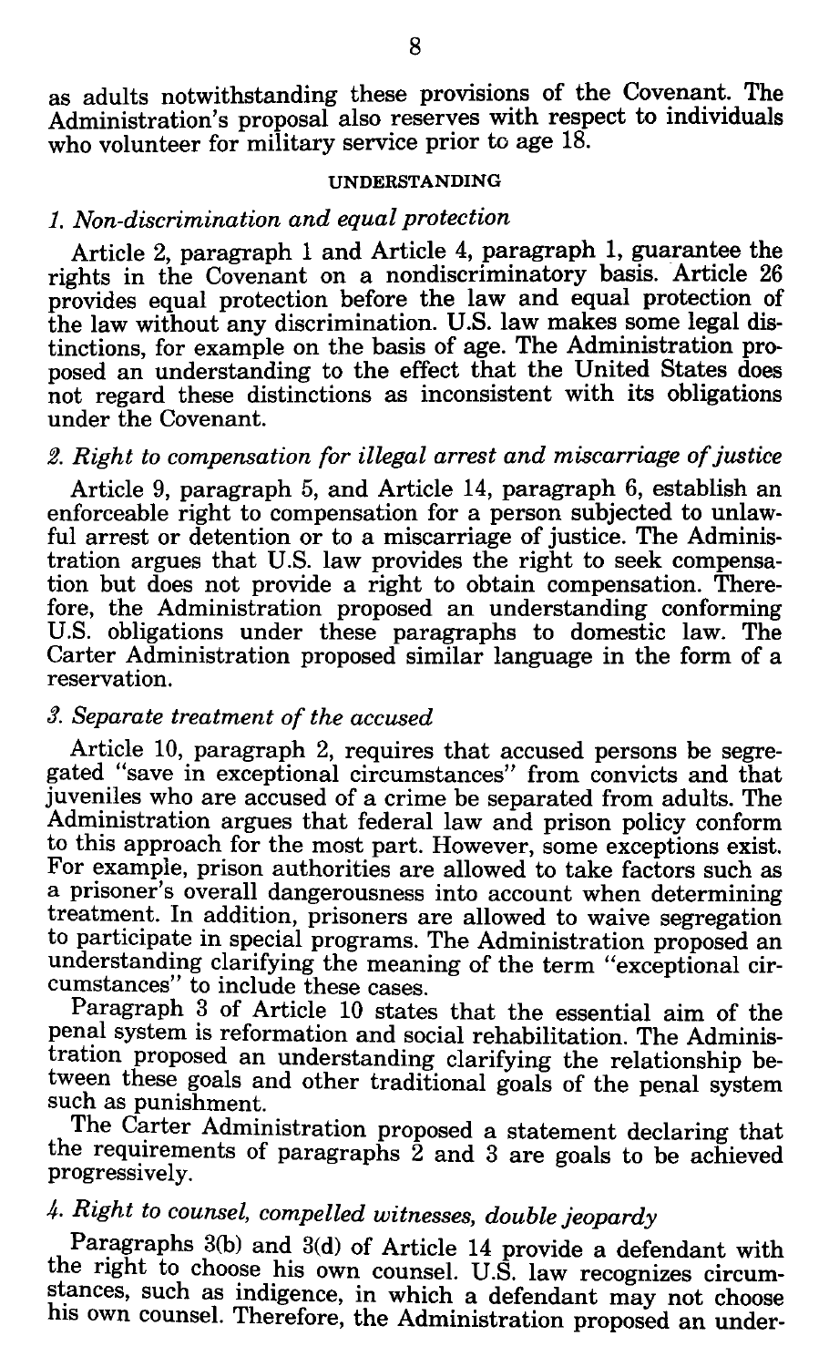as adults notwithstanding these provisions of the Covenant. The Administration's proposal also reserves with respect to individuals who volunteer for military service prior to age 18.

### UNDERSTANDING

#### *1. Non-discrimination and equal protection*

Article 2, paragraph 1 and Article 4, paragraph 1, guarantee the rights in the Covenant on a nondiscriminatory basis. Article 26 provides equal protection before the law and equal protection of the law without any discrimination. U.S. law makes some legal distinctions, for example on the basis of age. The Administration proposed an understanding to the effect that the United States does not regard these distinctions as inconsistent with its obligations under the Covenant.

#### *2. Right to compensation for illegal arrest and miscarriage of justice*

Article 9, paragraph 5, and Article 14, paragraph 6, establish an enforceable right to compensation for a person subjected to unlawful arrest or detention or to a miscarriage of justice. The Administration argues that U.S. law provides the right to seek compensation but does not provide a right to obtain compensation. Therefore, the Administration proposed an understanding conforming U.S. obligations under these paragraphs to domestic law. The Carter Administration proposed similar language in the form of a reservation.

#### *3. Separate treatment of the accused*

Article 10, paragraph 2, requires that accused persons be segregated "save in exceptional circumstances" from convicts and that juveniles who are accused of a crime be separated from adults. The Administration argues that federal law and prison policy conform to this approach for the most part. However, some exceptions exist. For example, prison authorities are allowed to take factors such as a prisoner's overall dangerousness into account when determining treatment. In addition, prisoners are allowed to waive segregation to participate in special programs. The Administration proposed an understanding clarifying the meaning of the term "exceptional circumstances" to include these cases.

Paragraph 3 of Article 10 states that the essential aim of the penal system is reformation and social rehabilitation. The Administration proposed an understanding clarifying the relationship between these goals and other traditional goals of the penal system such as punishment.

The Carter Administration proposed a statement declaring that the requirements of paragraphs 2 and 3 are goals to be achieved progressively.

#### *4. Right to counsel, compelled witnesses, double jeopardy*

Paragraphs 3(b) and 3(d) of Article 14 provide a defendant with the right to choose his own counsel. U.S. law recognizes circumstances, such as indigence, in which a defendant may not choose his own counsel. Therefore, the Administration proposed an under-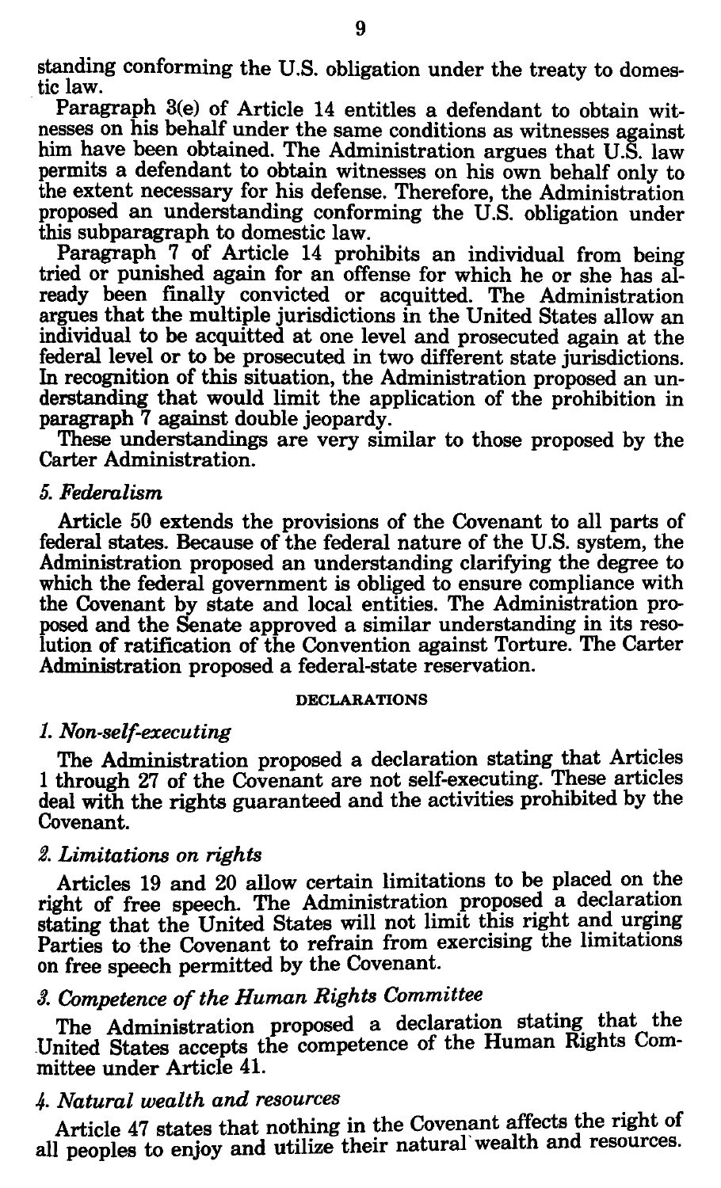standing conforming the U.S. obligation under the treaty to domestic law.

Paragraph 3(e) of Article 14 entitles a defendant to obtain witnesses on his behalf under the same conditions as witnesses against him have been obtained. The Administration argues that U.S. law permits a defendant to obtain witnesses on his own behalf only to the extent necessary for his defense. Therefore, the Administration proposed an understanding conforming the U.S. obligation under this subparagraph to domestic law.

Paragraph 7 of Article 14 prohibits an individual from being tried or punished again for an offense for which he or she has already been finally convicted or acquitted. The Administration argues that the multiple jurisdictions in the United States allow an individual to be acquitted at one level and prosecuted again at the federal level or to be prosecuted in two different state jurisdictions. In recognition of this situation, the Administration proposed an understanding that would limit the application of the prohibition in paragraph 7 against double jeopardy.

These understandings are very similar to those proposed by the Carter Administration.

*5. Federalism*

Article 50 extends the provisions of the Covenant to all parts of federal states. Because of the federal nature of the U.S. system, the Administration proposed an understanding clarifying the degree to which the federal government is obliged to ensure compliance with the Covenant by state and local entities. The Administration proposed and the Senate approved a similar understanding in its resolution of ratification of the Convention against Torture. The Carter Administration proposed a federal-state reservation.

## DECLARATIONS

*1. Non-self-executing*

The Administration proposed a declaration stating that Articles 1 through 27 of the Covenant are not self-executing. These articles deal with the rights guaranteed and the activities prohibited by the Covenant.

*2. Limitations on rights*

Articles 19 and 20 allow certain limitations to be placed on the right of free speech. The Administration proposed a declaration stating that the United States will not limit this right and urging Parties to the Covenant to refrain from exercising the limitations on free speech permitted by the Covenant.

*3. Competence of the Human Rights Committee*

The Administration proposed a declaration stating that the United States accepts the competence of the Human Rights Committee under Article 41.

*4. Natural wealth and resources*

Article 47 states that nothing in the Covenant affects the right of all peoples to enjoy and utilize their natural wealth and resources.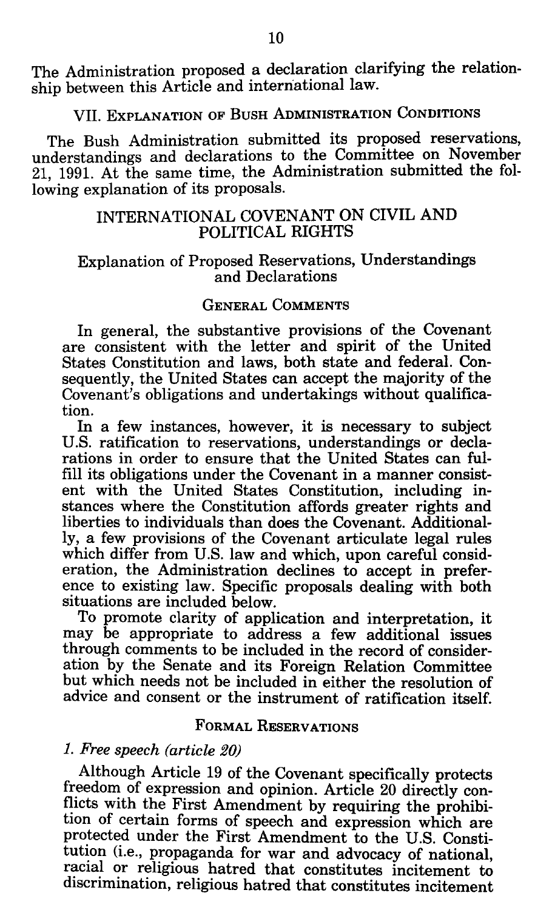The Administration proposed a declaration clarifying the relationship between this Article and international law.

## VII. Explanation of Bush Administration Conditions

The Bush Administration submitted its proposed reservations, understandings and declarations to the Committee on November 21, 1991. At the same time, the Administration submitted the following explanation of its proposals.

### INTERNATIONAL COVENANT ON CIVIL AND POLITICAL RIGHTS

### Explanation of Proposed Reservations, Understandings and Declarations

#### General Comments

In general, the substantive provisions of the Covenant are consistent with the letter and spirit of the United States Constitution and laws, both state and federal. Consequently, the United States can accept the majority of the Covenant's obligations and undertakings without qualification.

In a few instances, however, it is necessary to subject U.S. ratification to reservations, understandings or declarations in order to ensure that the United States can fulfill its obligations under the Covenant in a manner consistent with the United States Constitution, including instances where the Constitution affords greater rights and liberties to individuals than does the Covenant. Additionally, a few provisions of the Covenant articulate legal rules which differ from U.S. law and which, upon careful consideration, the Administration declines to accept in preference to existing law. Specific proposals dealing with both situations are included below.

To promote clarity of application and interpretation, it may be appropriate to address a few additional issues through comments to be included in the record of consideration by the Senate and its Foreign Relation Committee but which needs not be included in either the resolution of advice and consent or the instrument of ratification itself.

#### Formal Reservations

*1. Free speech (article 20)*

Although Article 19 of the Covenant specifically protects freedom of expression and opinion. Article 20 directly conflicts with the First Amendment by requiring the prohibition of certain forms of speech and expression which are protected under the First Amendment to the U.S. Constitution (i.e., propaganda for war and advocacy of national, racial or religious hatred that constitutes incitement to discrimination, religious hatred that constitutes incitement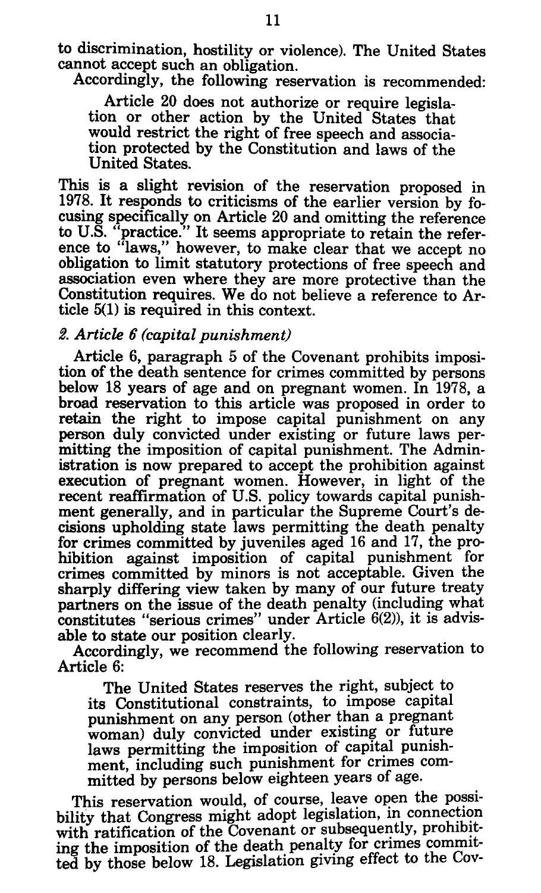to discrimination, hostility or violence). The United States cannot accept such an obligation.

Accordingly, the following reservation is recommended:

> Article 20 does not authorize or require legislation or other action by the United States that would restrict the right of free speech and association protected by the Constitution and laws of the United States.

This is a slight revision of the reservation proposed in 1978. It responds to criticisms of the earlier version by focusing specifically on Article 20 and omitting the reference to U.S. "practice." It seems appropriate to retain the reference to "laws," however, to make clear that we accept no obligation to limit statutory protections of free speech and association even where they are more protective than the Constitution requires. We do not believe a reference to Article 5(1) is required in this context.

*2. Article 6 (capital punishment)*

Article 6, paragraph 5 of the Covenant prohibits imposition of the death sentence for crimes committed by persons below 18 years of age and on pregnant women. In 1978, a broad reservation to this article was proposed in order to retain the right to impose capital punishment on any person duly convicted under existing or future laws permitting the imposition of capital punishment. The Administration is now prepared to accept the prohibition against execution of pregnant women. However, in light of the recent reaffirmation of U.S. policy towards capital punishment generally, and in particular the Supreme Court's decisions upholding state laws permitting the death penalty for crimes committed by juveniles aged 16 and 17, the prohibition against imposition of capital punishment for crimes committed by minors is not acceptable. Given the sharply differing view taken by many of our future treaty partners on the issue of the death penalty (including what constitutes "serious crimes" under Article 6(2)), it is advisable to state our position clearly.

Accordingly, we recommend the following reservation to Article 6:

> The United States reserves the right, subject to its Constitutional constraints, to impose capital punishment on any person (other than a pregnant woman) duly convicted under existing or future laws permitting the imposition of capital punishment, including such punishment for crimes committed by persons below eighteen years of age.

This reservation would, of course, leave open the possibility that Congress might adopt legislation, in connection with ratification of the Covenant or subsequently, prohibiting the imposition of the death penalty for crimes committed by those below 18. Legislation giving effect to the Cov-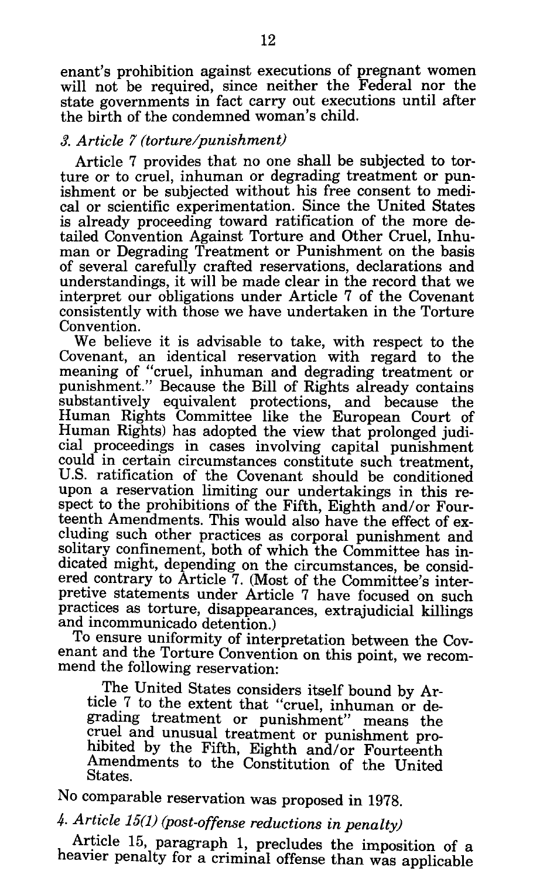enant's prohibition against executions of pregnant women will not be required, since neither the Federal nor the state governments in fact carry out executions until after the birth of the condemned woman's child.

### *3. Article 7 (torture/punishment)*

Article 7 provides that no one shall be subjected to torture or to cruel, inhuman or degrading treatment or punishment or be subjected without his free consent to medical or scientific experimentation. Since the United States is already proceeding toward ratification of the more detailed Convention Against Torture and Other Cruel, Inhuman or Degrading Treatment or Punishment on the basis of several carefully crafted reservations, declarations and understandings, it will be made clear in the record that we interpret our obligations under Article 7 of the Covenant consistently with those we have undertaken in the Torture Convention.

We believe it is advisable to take, with respect to the Covenant, an identical reservation with regard to the meaning of "cruel, inhuman and degrading treatment or punishment." Because the Bill of Rights already contains substantively equivalent protections, and because the Human Rights Committee like the European Court of Human Rights) has adopted the view that prolonged judicial proceedings in cases involving capital punishment could in certain circumstances constitute such treatment, U.S. ratification of the Covenant should be conditioned upon a reservation limiting our undertakings in this respect to the prohibitions of the Fifth, Eighth and/or Fourteenth Amendments. This would also have the effect of excluding such other practices as corporal punishment and solitary confinement, both of which the Committee has indicated might, depending on the circumstances, be considered contrary to Article 7. (Most of the Committee's interpretive statements under Article 7 have focused on such practices as torture, disappearances, extrajudicial killings and incommunicado detention.)

To ensure uniformity of interpretation between the Covenant and the Torture Convention on this point, we recommend the following reservation:

> The United States considers itself bound by Article 7 to the extent that "cruel, inhuman or degrading treatment or punishment" means the cruel and unusual treatment or punishment prohibited by the Fifth, Eighth and/or Fourteenth Amendments to the Constitution of the United States.

No comparable reservation was proposed in 1978.

### *4. Article 15(1) (post-offense reductions in penalty)*

Article 15, paragraph 1, precludes the imposition of a heavier penalty for a criminal offense than was applicable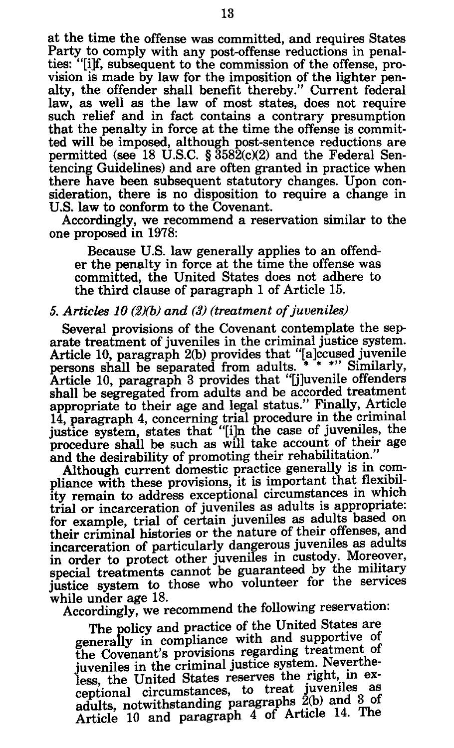at the time the offense was committed, and requires States Party to comply with any post-offense reductions in penalties: "[i]f, subsequent to the commission of the offense, provision is made by law for the imposition of the lighter penalty, the offender shall benefit thereby." Current federal law, as well as the law of most states, does not require such relief and in fact contains a contrary presumption that the penalty in force at the time the offense is committed will be imposed, although post-sentence reductions are permitted (see 18 U.S.C. § 3582(c)(2) and the Federal Sentencing Guidelines) and are often granted in practice when there have been subsequent statutory changes. Upon consideration, there is no disposition to require a change in U.S. law to conform to the Covenant.

Accordingly, we recommend a reservation similar to the one proposed in 1978:

> Because U.S. law generally applies to an offender the penalty in force at the time the offense was committed, the United States does not adhere to the third clause of paragraph 1 of Article 15.

*5. Articles 10 (2)(b) and (3) (treatment of juveniles)*

Several provisions of the Covenant contemplate the separate treatment of juveniles in the criminal justice system. Article 10, paragraph 2(b) provides that "[a]ccused juvenile persons shall be separated from adults. * * *" Similarly, Article 10, paragraph 3 provides that "[j]uvenile offenders shall be segregated from adults and be accorded treatment appropriate to their age and legal status." Finally, Article 14, paragraph 4, concerning trial procedure in the criminal justice system, states that "[i]n the case of juveniles, the procedure shall be such as will take account of their age and the desirability of promoting their rehabilitation."

Although current domestic practice generally is in compliance with these provisions, it is important that flexibility remain to address exceptional circumstances in which trial or incarceration of juveniles as adults is appropriate: for example, trial of certain juveniles as adults based on their criminal histories or the nature of their offenses, and incarceration of particularly dangerous juveniles as adults in order to protect other juveniles in custody. Moreover, special treatments cannot be guaranteed by the military justice system to those who volunteer for the services while under age 18.

Accordingly, we recommend the following reservation:

> The policy and practice of the United States are generally in compliance with and supportive of the Covenant's provisions regarding treatment of juveniles in the criminal justice system. Nevertheless, the United States reserves the right, in exceptional circumstances, to treat juveniles as adults, notwithstanding paragraphs 2(b) and 3 of Article 10 and paragraph 4 of Article 14. The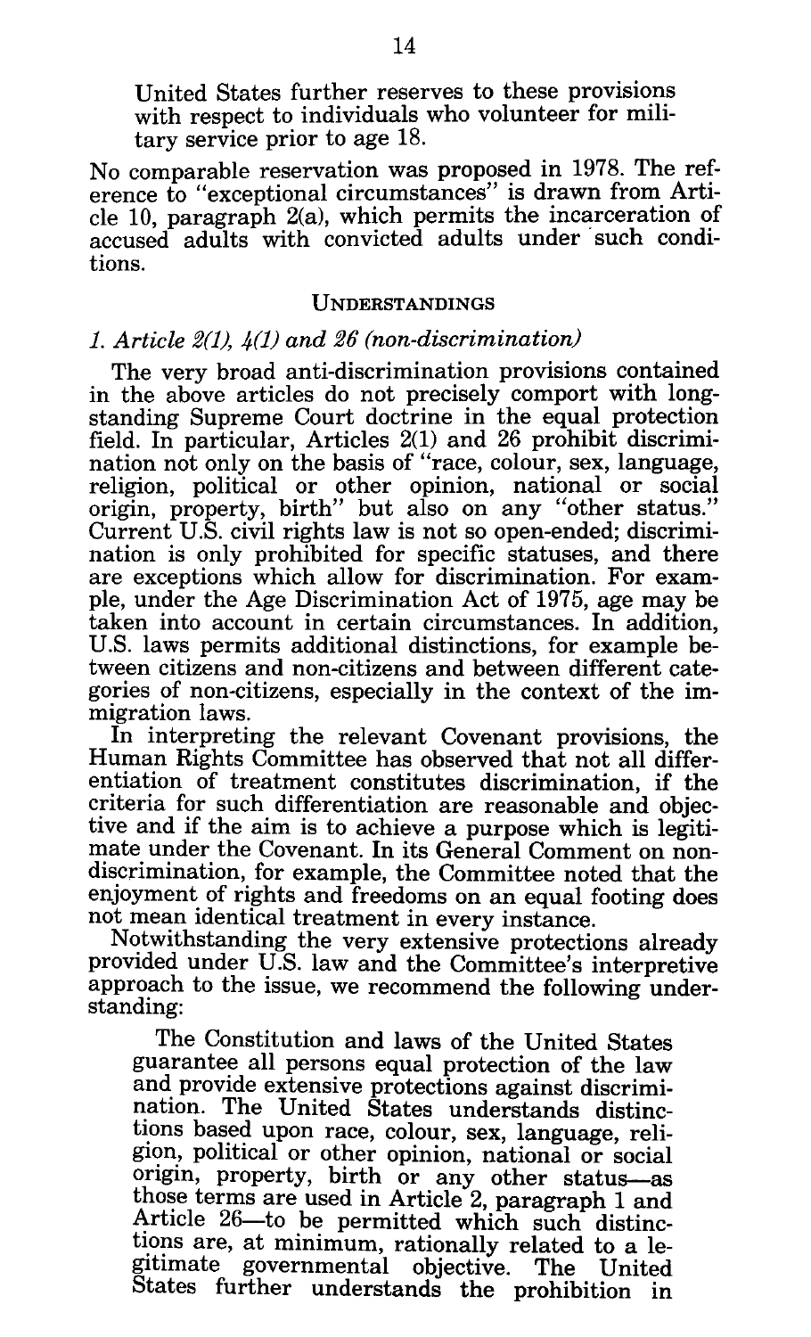United States further reserves to these provisions with respect to individuals who volunteer for military service prior to age 18.

No comparable reservation was proposed in 1978. The reference to "exceptional circumstances" is drawn from Article 10, paragraph 2(a), which permits the incarceration of accused adults with convicted adults under such conditions.

## UNDERSTANDINGS

### *1. Article 2(1), 4(1) and 26 (non-discrimination)*

The very broad anti-discrimination provisions contained in the above articles do not precisely comport with long-standing Supreme Court doctrine in the equal protection field. In particular, Articles 2(1) and 26 prohibit discrimination not only on the basis of "race, colour, sex, language, religion, political or other opinion, national or social origin, property, birth" but also on any "other status." Current U.S. civil rights law is not so open-ended; discrimination is only prohibited for specific statuses, and there are exceptions which allow for discrimination. For example, under the Age Discrimination Act of 1975, age may be taken into account in certain circumstances. In addition, U.S. laws permits additional distinctions, for example between citizens and non-citizens and between different categories of non-citizens, especially in the context of the immigration laws.

In interpreting the relevant Covenant provisions, the Human Rights Committee has observed that not all differentiation of treatment constitutes discrimination, if the criteria for such differentiation are reasonable and objective and if the aim is to achieve a purpose which is legitimate under the Covenant. In its General Comment on non-discrimination, for example, the Committee noted that the enjoyment of rights and freedoms on an equal footing does not mean identical treatment in every instance.

Notwithstanding the very extensive protections already provided under U.S. law and the Committee's interpretive approach to the issue, we recommend the following understanding:

> The Constitution and laws of the United States guarantee all persons equal protection of the law and provide extensive protections against discrimination. The United States understands distinctions based upon race, colour, sex, language, religion, political or other opinion, national or social origin, property, birth or any other status—as those terms are used in Article 2, paragraph 1 and Article 26—to be permitted which such distinctions are, at minimum, rationally related to a legitimate governmental objective. The United States further understands the prohibition in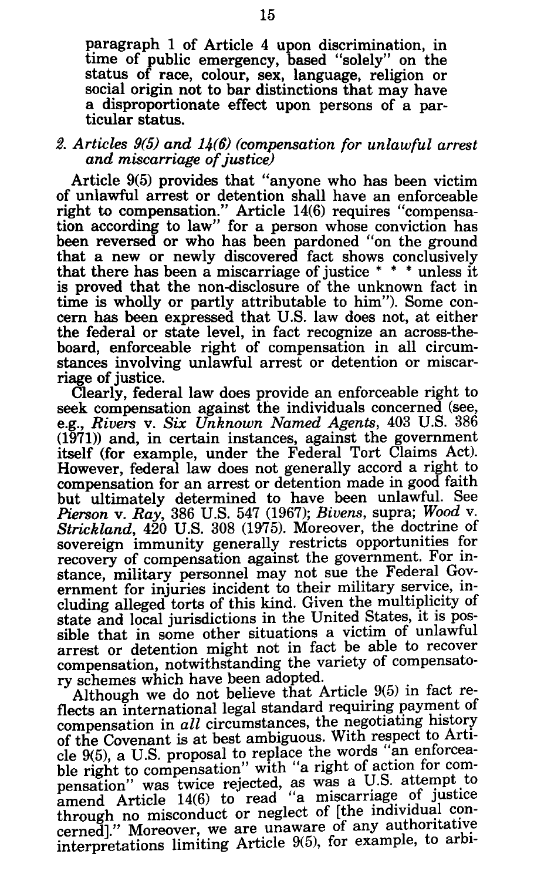paragraph 1 of Article 4 upon discrimination, in time of public emergency, based "solely" on the status of race, colour, sex, language, religion or social origin not to bar distinctions that may have a disproportionate effect upon persons of a particular status.

### *2. Articles 9(5) and 14(6) (compensation for unlawful arrest and miscarriage of justice)*

Article 9(5) provides that "anyone who has been victim of unlawful arrest or detention shall have an enforceable right to compensation." Article 14(6) requires "compensation according to law" for a person whose conviction has been reversed or who has been pardoned "on the ground that a new or newly discovered fact shows conclusively that there has been a miscarriage of justice * * * unless it is proved that the non-disclosure of the unknown fact in time is wholly or partly attributable to him"). Some concern has been expressed that U.S. law does not, at either the federal or state level, in fact recognize an across-the-board, enforceable right of compensation in all circumstances involving unlawful arrest or detention or miscarriage of justice.

Clearly, federal law does provide an enforceable right to seek compensation against the individuals concerned (see, e.g., *Rivers* v. *Six Unknown Named Agents*, 403 U.S. 386 (1971)) and, in certain instances, against the government itself (for example, under the Federal Tort Claims Act). However, federal law does not generally accord a right to compensation for an arrest or detention made in good faith but ultimately determined to have been unlawful. See *Pierson* v. *Ray*, 386 U.S. 547 (1967); *Bivens*, supra; *Wood* v. *Strickland*, 420 U.S. 308 (1975). Moreover, the doctrine of sovereign immunity generally restricts opportunities for recovery of compensation against the government. For instance, military personnel may not sue the Federal Government for injuries incident to their military service, including alleged torts of this kind. Given the multiplicity of state and local jurisdictions in the United States, it is possible that in some other situations a victim of unlawful arrest or detention might not in fact be able to recover compensation, notwithstanding the variety of compensatory schemes which have been adopted.

Although we do not believe that Article 9(5) in fact reflects an international legal standard requiring payment of compensation in *all* circumstances, the negotiating history of the Covenant is at best ambiguous. With respect to Article 9(5), a U.S. proposal to replace the words "an enforceable right to compensation" with "a right of action for compensation" was twice rejected, as was a U.S. attempt to amend Article 14(6) to read "a miscarriage of justice through no misconduct or neglect of [the individual concerned]." Moreover, we are unaware of any authoritative interpretations limiting Article 9(5), for example, to arbi-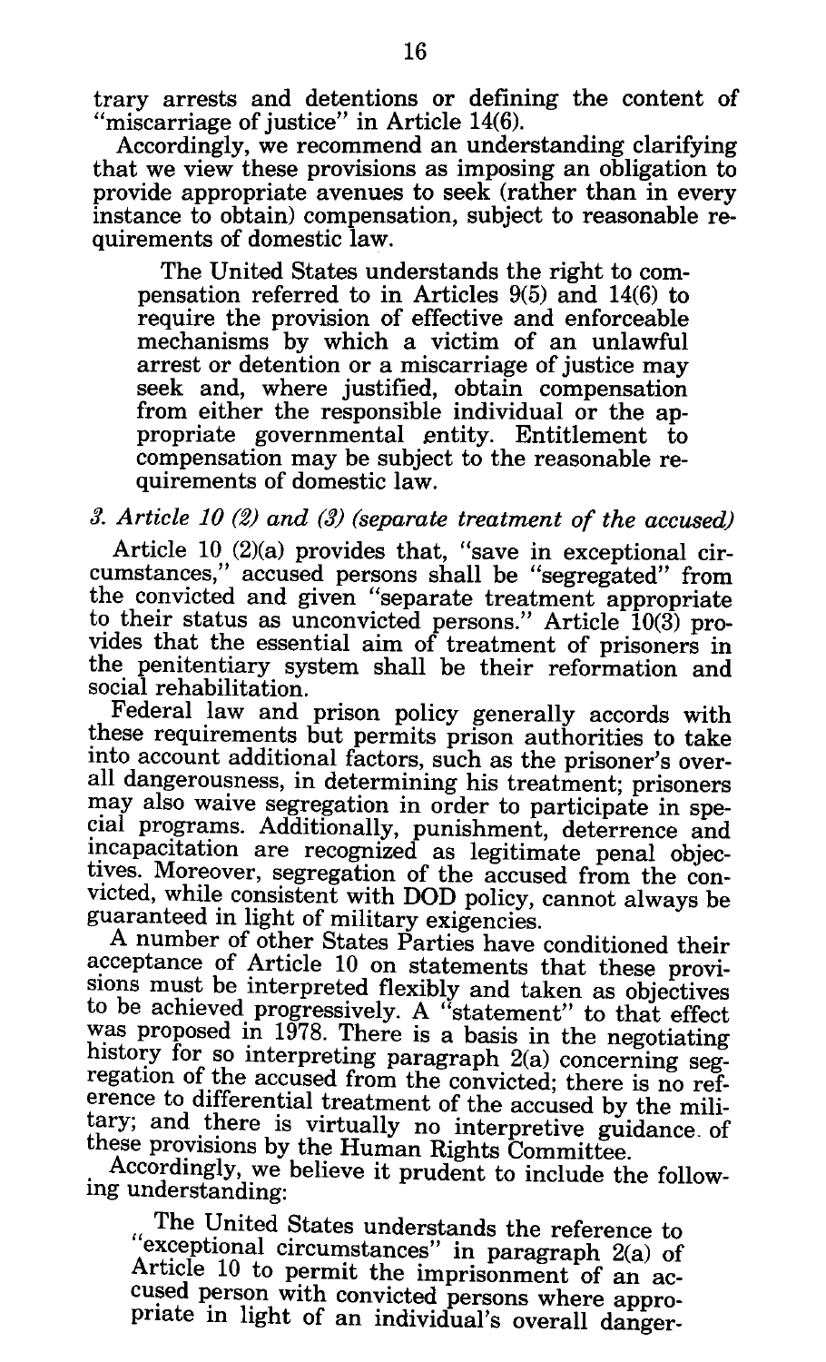trary arrests and detentions or defining the content of "miscarriage of justice" in Article 14(6).

Accordingly, we recommend an understanding clarifying that we view these provisions as imposing an obligation to provide appropriate avenues to seek (rather than in every instance to obtain) compensation, subject to reasonable requirements of domestic law.

> The United States understands the right to compensation referred to in Articles 9(5) and 14(6) to require the provision of effective and enforceable mechanisms by which a victim of an unlawful arrest or detention or a miscarriage of justice may seek and, where justified, obtain compensation from either the responsible individual or the appropriate governmental entity. Entitlement to compensation may be subject to the reasonable requirements of domestic law.

### *3. Article 10 (2) and (3) (separate treatment of the accused)*

Article 10 (2)(a) provides that, "save in exceptional circumstances," accused persons shall be "segregated" from the convicted and given "separate treatment appropriate to their status as unconvicted persons." Article 10(3) provides that the essential aim of treatment of prisoners in the penitentiary system shall be their reformation and social rehabilitation.

Federal law and prison policy generally accords with these requirements but permits prison authorities to take into account additional factors, such as the prisoner's overall dangerousness, in determining his treatment; prisoners may also waive segregation in order to participate in special programs. Additionally, punishment, deterrence and incapacitation are recognized as legitimate penal objectives. Moreover, segregation of the accused from the convicted, while consistent with DOD policy, cannot always be guaranteed in light of military exigencies.

A number of other States Parties have conditioned their acceptance of Article 10 on statements that these provisions must be interpreted flexibly and taken as objectives to be achieved progressively. A "statement" to that effect was proposed in 1978. There is a basis in the negotiating history for so interpreting paragraph 2(a) concerning segregation of the accused from the convicted; there is no reference to differential treatment of the accused by the military; and there is virtually no interpretive guidance of these provisions by the Human Rights Committee.

Accordingly, we believe it prudent to include the following understanding:

> The United States understands the reference to "exceptional circumstances" in paragraph 2(a) of Article 10 to permit the imprisonment of an accused person with convicted persons where appropriate in light of an individual's overall danger-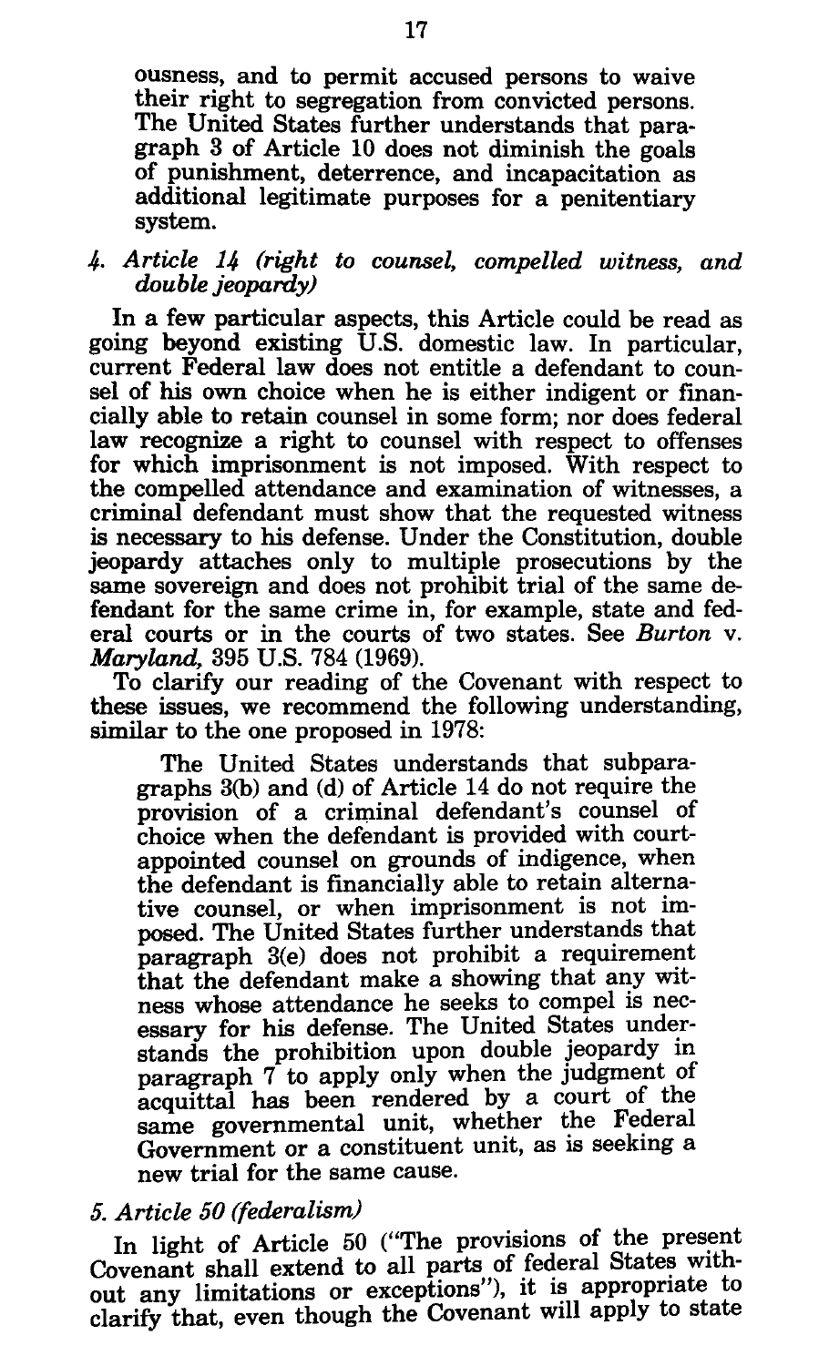ousness, and to permit accused persons to waive their right to segregation from convicted persons. The United States further understands that paragraph 3 of Article 10 does not diminish the goals of punishment, deterrence, and incapacitation as additional legitimate purposes for a penitentiary system.

*4. Article 14 (right to counsel, compelled witness, and double jeopardy)*

In a few particular aspects, this Article could be read as going beyond existing U.S. domestic law. In particular, current Federal law does not entitle a defendant to counsel of his own choice when he is either indigent or financially able to retain counsel in some form; nor does federal law recognize a right to counsel with respect to offenses for which imprisonment is not imposed. With respect to the compelled attendance and examination of witnesses, a criminal defendant must show that the requested witness is necessary to his defense. Under the Constitution, double jeopardy attaches only to multiple prosecutions by the same sovereign and does not prohibit trial of the same defendant for the same crime in, for example, state and federal courts or in the courts of two states. See *Burton* v. *Maryland,* 395 U.S. 784 (1969).

To clarify our reading of the Covenant with respect to these issues, we recommend the following understanding, similar to the one proposed in 1978:

> The United States understands that subparagraphs 3(b) and (d) of Article 14 do not require the provision of a criminal defendant's counsel of choice when the defendant is provided with court-appointed counsel on grounds of indigence, when the defendant is financially able to retain alternative counsel, or when imprisonment is not imposed. The United States further understands that paragraph 3(e) does not prohibit a requirement that the defendant make a showing that any witness whose attendance he seeks to compel is necessary for his defense. The United States understands the prohibition upon double jeopardy in paragraph 7 to apply only when the judgment of acquittal has been rendered by a court of the same governmental unit, whether the Federal Government or a constituent unit, as is seeking a new trial for the same cause.

*5. Article 50 (federalism)*

In light of Article 50 ("The provisions of the present Covenant shall extend to all parts of federal States without any limitations or exceptions"), it is appropriate to clarify that, even though the Covenant will apply to state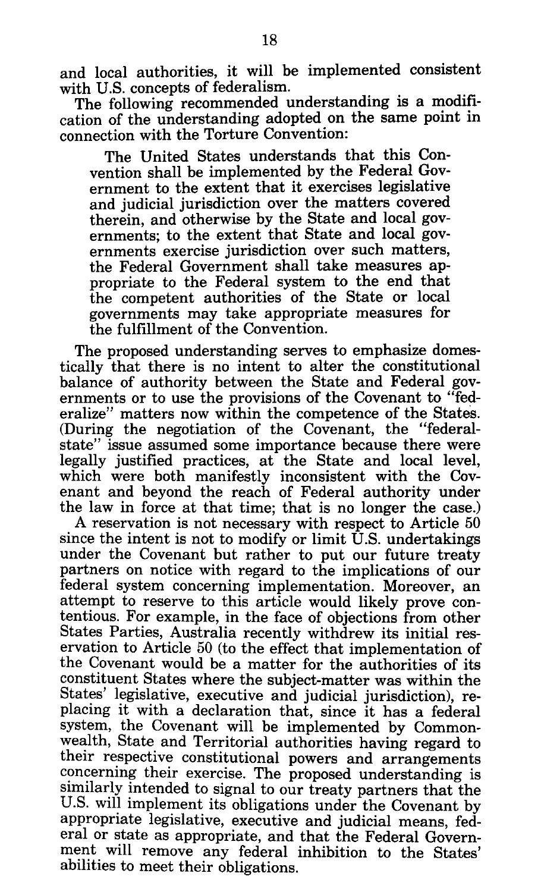and local authorities, it will be implemented consistent with U.S. concepts of federalism.

The following recommended understanding is a modification of the understanding adopted on the same point in connection with the Torture Convention:

> The United States understands that this Convention shall be implemented by the Federal Government to the extent that it exercises legislative and judicial jurisdiction over the matters covered therein, and otherwise by the State and local governments; to the extent that State and local governments exercise jurisdiction over such matters, the Federal Government shall take measures appropriate to the Federal system to the end that the competent authorities of the State or local governments may take appropriate measures for the fulfillment of the Convention.

The proposed understanding serves to emphasize domestically that there is no intent to alter the constitutional balance of authority between the State and Federal governments or to use the provisions of the Covenant to "federalize" matters now within the competence of the States. (During the negotiation of the Covenant, the "federal-state" issue assumed some importance because there were legally justified practices, at the State and local level, which were both manifestly inconsistent with the Covenant and beyond the reach of Federal authority under the law in force at that time; that is no longer the case.)

A reservation is not necessary with respect to Article 50 since the intent is not to modify or limit U.S. undertakings under the Covenant but rather to put our future treaty partners on notice with regard to the implications of our federal system concerning implementation. Moreover, an attempt to reserve to this article would likely prove contentious. For example, in the face of objections from other States Parties, Australia recently withdrew its initial reservation to Article 50 (to the effect that implementation of the Covenant would be a matter for the authorities of its constituent States where the subject-matter was within the States' legislative, executive and judicial jurisdiction), replacing it with a declaration that, since it has a federal system, the Covenant will be implemented by Commonwealth, State and Territorial authorities having regard to their respective constitutional powers and arrangements concerning their exercise. The proposed understanding is similarly intended to signal to our treaty partners that the U.S. will implement its obligations under the Covenant by appropriate legislative, executive and judicial means, federal or state as appropriate, and that the Federal Government will remove any federal inhibition to the States' abilities to meet their obligations.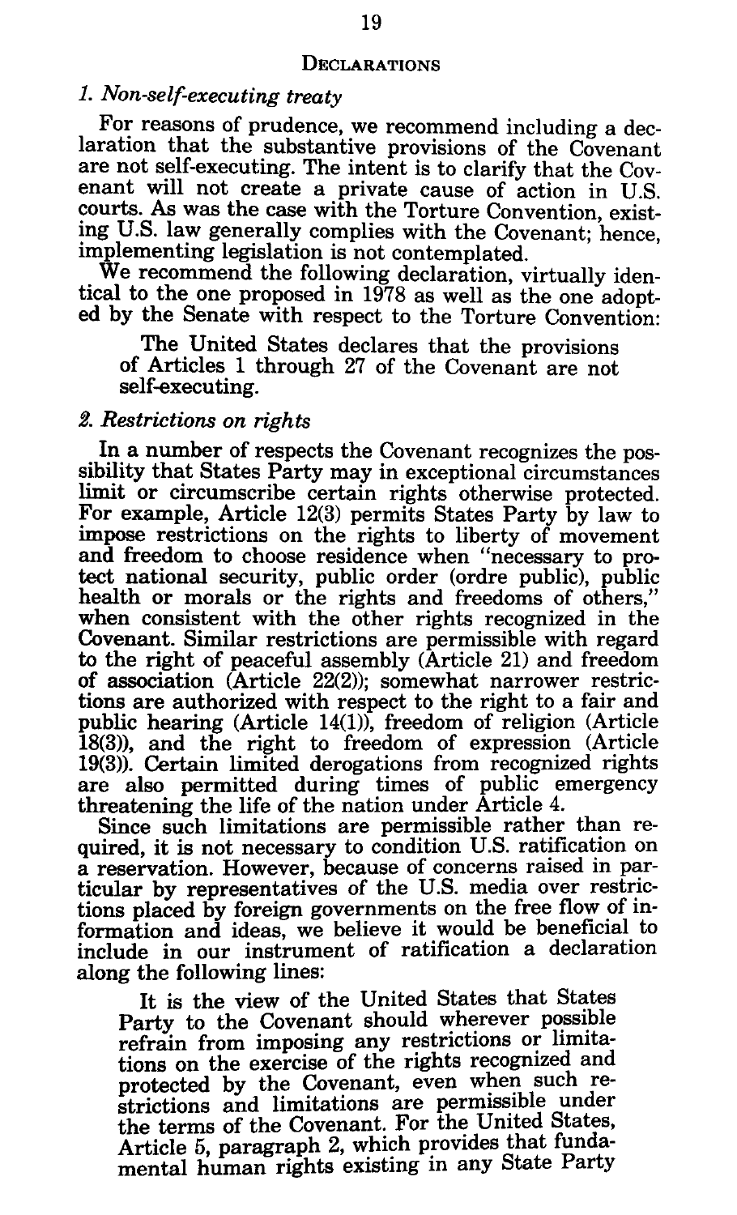## Declarations

### *1. Non-self-executing treaty*

For reasons of prudence, we recommend including a declaration that the substantive provisions of the Covenant are not self-executing. The intent is to clarify that the Covenant will not create a private cause of action in U.S. courts. As was the case with the Torture Convention, existing U.S. law generally complies with the Covenant; hence, implementing legislation is not contemplated.

We recommend the following declaration, virtually identical to the one proposed in 1978 as well as the one adopted by the Senate with respect to the Torture Convention:

> The United States declares that the provisions of Articles 1 through 27 of the Covenant are not self-executing.

### *2. Restrictions on rights*

In a number of respects the Covenant recognizes the possibility that States Party may in exceptional circumstances limit or circumscribe certain rights otherwise protected. For example, Article 12(3) permits States Party by law to impose restrictions on the rights to liberty of movement and freedom to choose residence when "necessary to protect national security, public order (ordre public), public health or morals or the rights and freedoms of others," when consistent with the other rights recognized in the Covenant. Similar restrictions are permissible with regard to the right of peaceful assembly (Article 21) and freedom of association (Article 22(2)); somewhat narrower restrictions are authorized with respect to the right to a fair and public hearing (Article 14(1)), freedom of religion (Article 18(3)), and the right to freedom of expression (Article 19(3)). Certain limited derogations from recognized rights are also permitted during times of public emergency threatening the life of the nation under Article 4.

Since such limitations are permissible rather than required, it is not necessary to condition U.S. ratification on a reservation. However, because of concerns raised in particular by representatives of the U.S. media over restrictions placed by foreign governments on the free flow of information and ideas, we believe it would be beneficial to include in our instrument of ratification a declaration along the following lines:

> It is the view of the United States that States Party to the Covenant should wherever possible refrain from imposing any restrictions or limitations on the exercise of the rights recognized and protected by the Covenant, even when such restrictions and limitations are permissible under the terms of the Covenant. For the United States, Article 5, paragraph 2, which provides that fundamental human rights existing in any State Party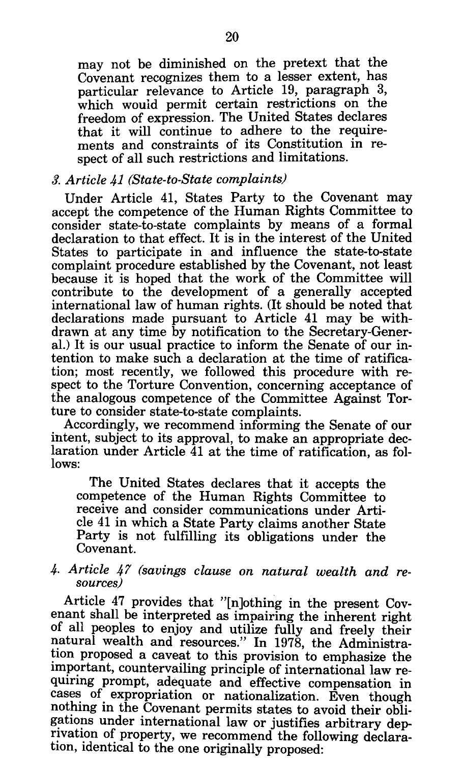may not be diminished on the pretext that the Covenant recognizes them to a lesser extent, has particular relevance to Article 19, paragraph 3, which would permit certain restrictions on the freedom of expression. The United States declares that it will continue to adhere to the requirements and constraints of its Constitution in respect of all such restrictions and limitations.

*3. Article 41 (State-to-State complaints)*

Under Article 41, States Party to the Covenant may accept the competence of the Human Rights Committee to consider state-to-state complaints by means of a formal declaration to that effect. It is in the interest of the United States to participate in and influence the state-to-state complaint procedure established by the Covenant, not least because it is hoped that the work of the Committee will contribute to the development of a generally accepted international law of human rights. (It should be noted that declarations made pursuant to Article 41 may be withdrawn at any time by notification to the Secretary-General.) It is our usual practice to inform the Senate of our intention to make such a declaration at the time of ratification; most recently, we followed this procedure with respect to the Torture Convention, concerning acceptance of the analogous competence of the Committee Against Torture to consider state-to-state complaints.

Accordingly, we recommend informing the Senate of our intent, subject to its approval, to make an appropriate declaration under Article 41 at the time of ratification, as follows:

> The United States declares that it accepts the competence of the Human Rights Committee to receive and consider communications under Article 41 in which a State Party claims another State Party is not fulfilling its obligations under the Covenant.

*4. Article 47 (savings clause on natural wealth and resources)*

Article 47 provides that "[n]othing in the present Covenant shall be interpreted as impairing the inherent right of all peoples to enjoy and utilize fully and freely their natural wealth and resources." In 1978, the Administration proposed a caveat to this provision to emphasize the important, countervailing principle of international law requiring prompt, adequate and effective compensation in cases of expropriation or nationalization. Even though nothing in the Covenant permits states to avoid their obligations under international law or justifies arbitrary deprivation of property, we recommend the following declaration, identical to the one originally proposed: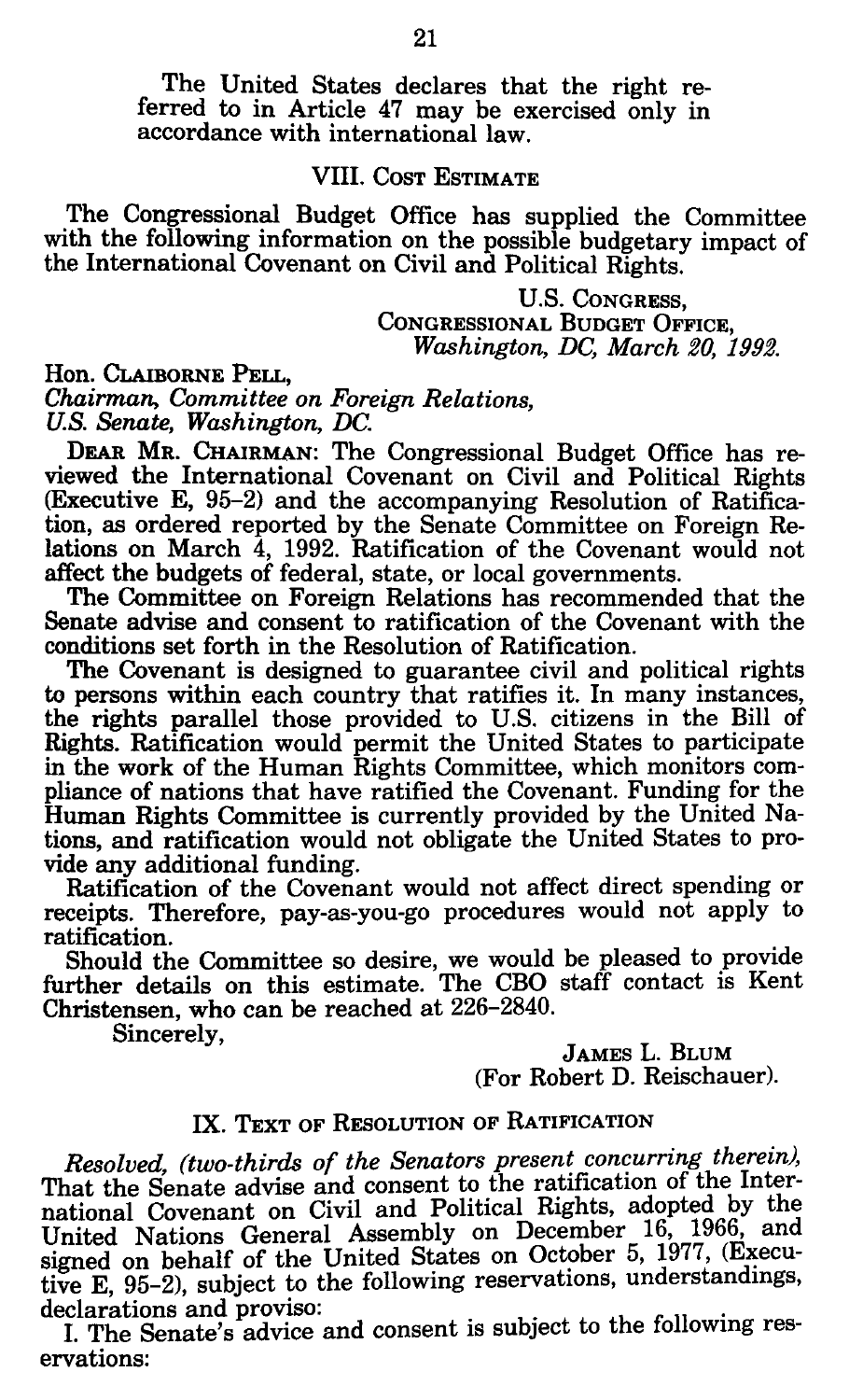The United States declares that the right referred to in Article 47 may be exercised only in accordance with international law.

## VIII. Cost Estimate

The Congressional Budget Office has supplied the Committee with the following information on the possible budgetary impact of the International Covenant on Civil and Political Rights.

U.S. Congress,
Congressional Budget Office,
*Washington, DC, March 20, 1992.*

Hon. Claiborne Pell,
*Chairman, Committee on Foreign Relations,*
*U.S. Senate, Washington, DC.*

Dear Mr. Chairman: The Congressional Budget Office has reviewed the International Covenant on Civil and Political Rights (Executive E, 95–2) and the accompanying Resolution of Ratification, as ordered reported by the Senate Committee on Foreign Relations on March 4, 1992. Ratification of the Covenant would not affect the budgets of federal, state, or local governments.

The Committee on Foreign Relations has recommended that the Senate advise and consent to ratification of the Covenant with the conditions set forth in the Resolution of Ratification.

The Covenant is designed to guarantee civil and political rights to persons within each country that ratifies it. In many instances, the rights parallel those provided to U.S. citizens in the Bill of Rights. Ratification would permit the United States to participate in the work of the Human Rights Committee, which monitors compliance of nations that have ratified the Covenant. Funding for the Human Rights Committee is currently provided by the United Nations, and ratification would not obligate the United States to provide any additional funding.

Ratification of the Covenant would not affect direct spending or receipts. Therefore, pay-as-you-go procedures would not apply to ratification.

Should the Committee so desire, we would be pleased to provide further details on this estimate. The CBO staff contact is Kent Christensen, who can be reached at 226–2840.

Sincerely,

James L. Blum
(For Robert D. Reischauer).

## IX. Text of Resolution of Ratification

*Resolved, (two-thirds of the Senators present concurring therein),* That the Senate advise and consent to the ratification of the International Covenant on Civil and Political Rights, adopted by the United Nations General Assembly on December 16, 1966, and signed on behalf of the United States on October 5, 1977, (Executive E, 95–2), subject to the following reservations, understandings, declarations and proviso:

I. The Senate's advice and consent is subject to the following reservations: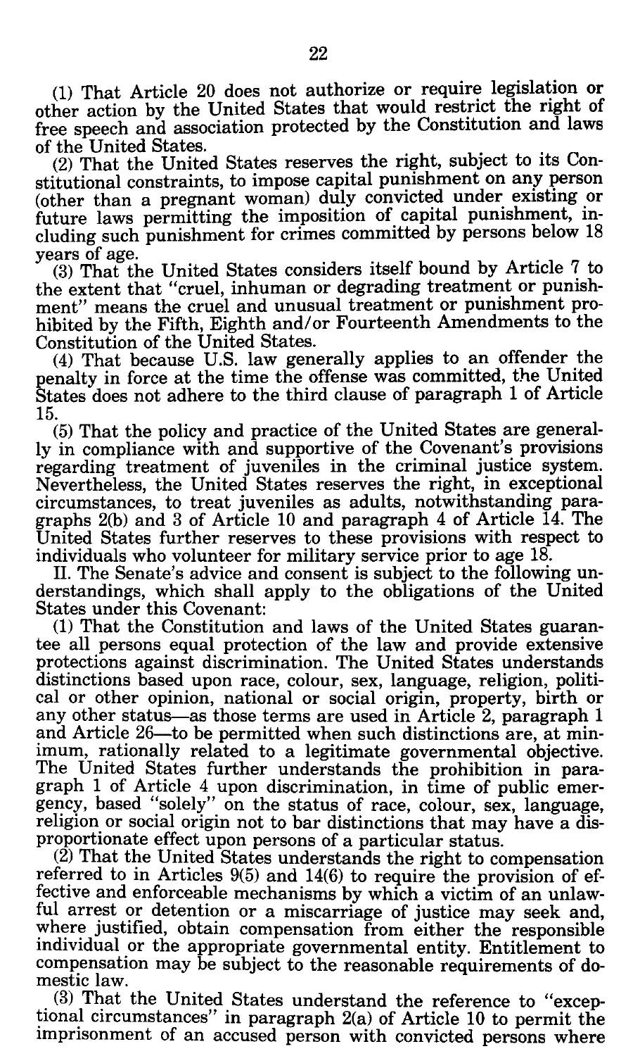(1) That Article 20 does not authorize or require legislation or other action by the United States that would restrict the right of free speech and association protected by the Constitution and laws of the United States.

(2) That the United States reserves the right, subject to its Constitutional constraints, to impose capital punishment on any person (other than a pregnant woman) duly convicted under existing or future laws permitting the imposition of capital punishment, including such punishment for crimes committed by persons below 18 years of age.

(3) That the United States considers itself bound by Article 7 to the extent that "cruel, inhuman or degrading treatment or punishment" means the cruel and unusual treatment or punishment prohibited by the Fifth, Eighth and/or Fourteenth Amendments to the Constitution of the United States.

(4) That because U.S. law generally applies to an offender the penalty in force at the time the offense was committed, the United States does not adhere to the third clause of paragraph 1 of Article 15.

(5) That the policy and practice of the United States are generally in compliance with and supportive of the Covenant's provisions regarding treatment of juveniles in the criminal justice system. Nevertheless, the United States reserves the right, in exceptional circumstances, to treat juveniles as adults, notwithstanding paragraphs 2(b) and 3 of Article 10 and paragraph 4 of Article 14. The United States further reserves to these provisions with respect to individuals who volunteer for military service prior to age 18.

II. The Senate's advice and consent is subject to the following understandings, which shall apply to the obligations of the United States under this Covenant:

(1) That the Constitution and laws of the United States guarantee all persons equal protection of the law and provide extensive protections against discrimination. The United States understands distinctions based upon race, colour, sex, language, religion, political or other opinion, national or social origin, property, birth or any other status—as those terms are used in Article 2, paragraph 1 and Article 26—to be permitted when such distinctions are, at minimum, rationally related to a legitimate governmental objective. The United States further understands the prohibition in paragraph 1 of Article 4 upon discrimination, in time of public emergency, based "solely" on the status of race, colour, sex, language, religion or social origin not to bar distinctions that may have a disproportionate effect upon persons of a particular status.

(2) That the United States understands the right to compensation referred to in Articles 9(5) and 14(6) to require the provision of effective and enforceable mechanisms by which a victim of an unlawful arrest or detention or a miscarriage of justice may seek and, where justified, obtain compensation from either the responsible individual or the appropriate governmental entity. Entitlement to compensation may be subject to the reasonable requirements of domestic law.

(3) That the United States understand the reference to "exceptional circumstances" in paragraph 2(a) of Article 10 to permit the imprisonment of an accused person with convicted persons where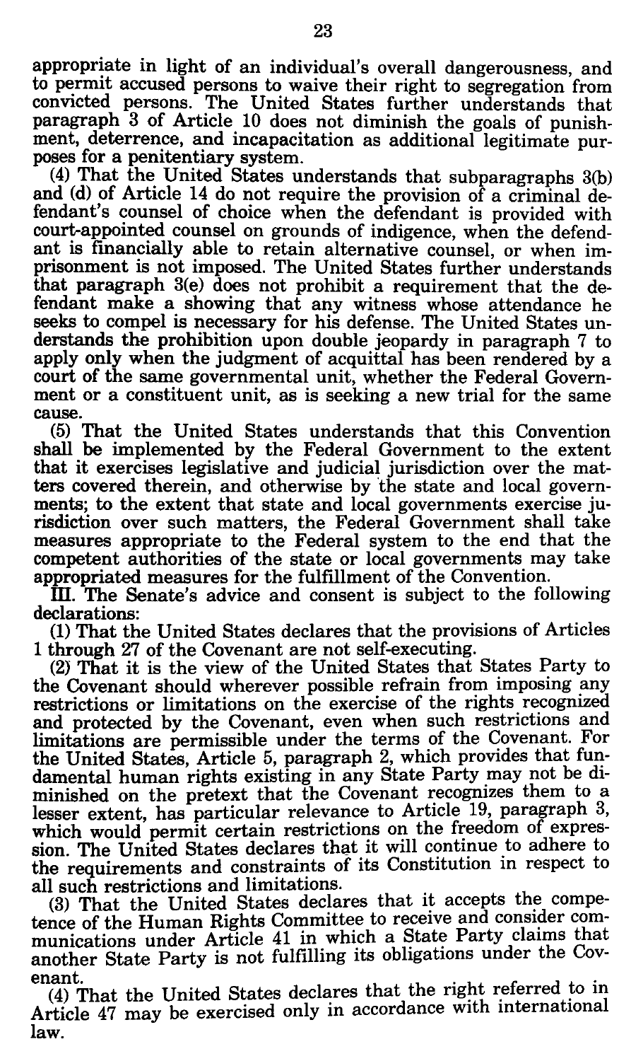appropriate in light of an individual's overall dangerousness, and to permit accused persons to waive their right to segregation from convicted persons. The United States further understands that paragraph 3 of Article 10 does not diminish the goals of punishment, deterrence, and incapacitation as additional legitimate purposes for a penitentiary system.

(4) That the United States understands that subparagraphs 3(b) and (d) of Article 14 do not require the provision of a criminal defendant's counsel of choice when the defendant is provided with court-appointed counsel on grounds of indigence, when the defendant is financially able to retain alternative counsel, or when imprisonment is not imposed. The United States further understands that paragraph 3(e) does not prohibit a requirement that the defendant make a showing that any witness whose attendance he seeks to compel is necessary for his defense. The United States understands the prohibition upon double jeopardy in paragraph 7 to apply only when the judgment of acquittal has been rendered by a court of the same governmental unit, whether the Federal Government or a constituent unit, as is seeking a new trial for the same cause.

(5) That the United States understands that this Convention shall be implemented by the Federal Government to the extent that it exercises legislative and judicial jurisdiction over the matters covered therein, and otherwise by the state and local governments; to the extent that state and local governments exercise jurisdiction over such matters, the Federal Government shall take measures appropriate to the Federal system to the end that the competent authorities of the state or local governments may take appropriated measures for the fulfillment of the Convention.

III. The Senate's advice and consent is subject to the following declarations:

(1) That the United States declares that the provisions of Articles 1 through 27 of the Covenant are not self-executing.

(2) That it is the view of the United States that States Party to the Covenant should wherever possible refrain from imposing any restrictions or limitations on the exercise of the rights recognized and protected by the Covenant, even when such restrictions and limitations are permissible under the terms of the Covenant. For the United States, Article 5, paragraph 2, which provides that fundamental human rights existing in any State Party may not be diminished on the pretext that the Covenant recognizes them to a lesser extent, has particular relevance to Article 19, paragraph 3, which would permit certain restrictions on the freedom of expression. The United States declares that it will continue to adhere to the requirements and constraints of its Constitution in respect to all such restrictions and limitations.

(3) That the United States declares that it accepts the competence of the Human Rights Committee to receive and consider communications under Article 41 in which a State Party claims that another State Party is not fulfilling its obligations under the Covenant.

(4) That the United States declares that the right referred to in Article 47 may be exercised only in accordance with international law.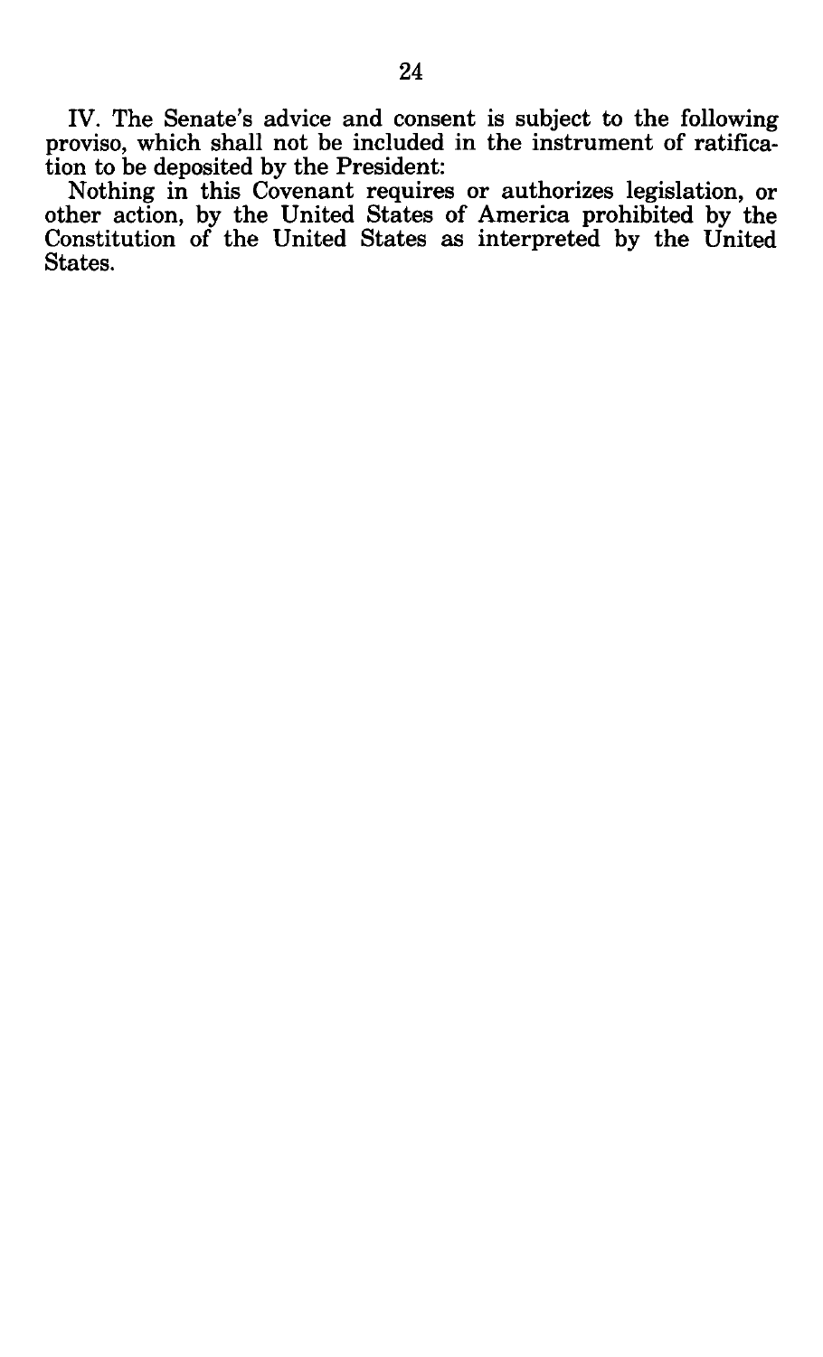IV. The Senate's advice and consent is subject to the following proviso, which shall not be included in the instrument of ratification to be deposited by the President:

Nothing in this Covenant requires or authorizes legislation, or other action, by the United States of America prohibited by the Constitution of the United States as interpreted by the United States.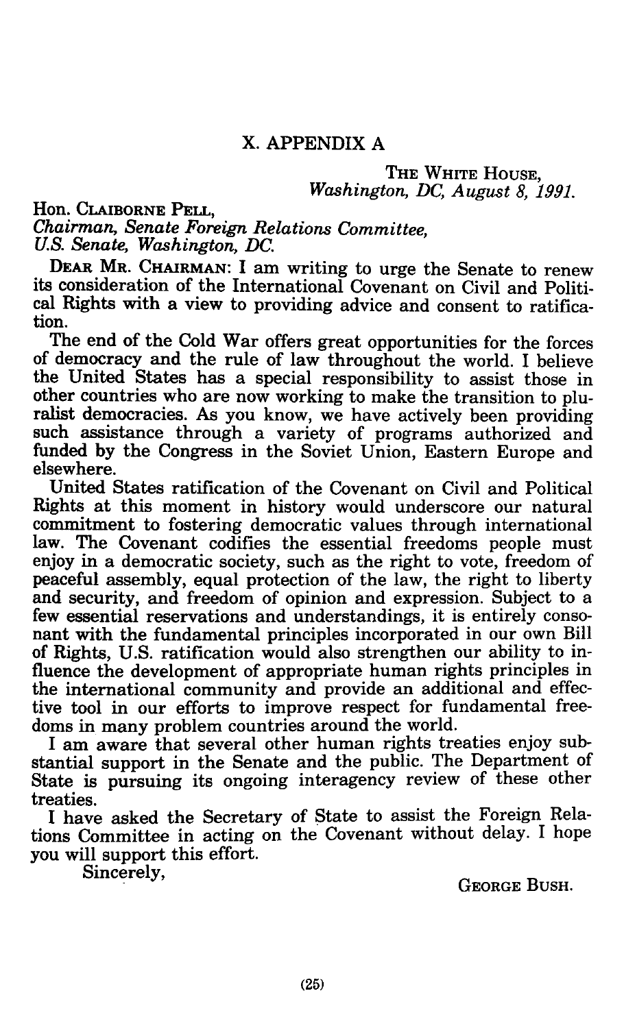# X. APPENDIX A

THE WHITE HOUSE,
*Washington, DC, August 8, 1991.*

Hon. CLAIBORNE PELL,
*Chairman, Senate Foreign Relations Committee,*
*U.S. Senate, Washington, DC.*

DEAR MR. CHAIRMAN: I am writing to urge the Senate to renew its consideration of the International Covenant on Civil and Political Rights with a view to providing advice and consent to ratification.

The end of the Cold War offers great opportunities for the forces of democracy and the rule of law throughout the world. I believe the United States has a special responsibility to assist those in other countries who are now working to make the transition to pluralist democracies. As you know, we have actively been providing such assistance through a variety of programs authorized and funded by the Congress in the Soviet Union, Eastern Europe and elsewhere.

United States ratification of the Covenant on Civil and Political Rights at this moment in history would underscore our natural commitment to fostering democratic values through international law. The Covenant codifies the essential freedoms people must enjoy in a democratic society, such as the right to vote, freedom of peaceful assembly, equal protection of the law, the right to liberty and security, and freedom of opinion and expression. Subject to a few essential reservations and understandings, it is entirely consonant with the fundamental principles incorporated in our own Bill of Rights, U.S. ratification would also strengthen our ability to influence the development of appropriate human rights principles in the international community and provide an additional and effective tool in our efforts to improve respect for fundamental freedoms in many problem countries around the world.

I am aware that several other human rights treaties enjoy substantial support in the Senate and the public. The Department of State is pursuing its ongoing interagency review of these other treaties.

I have asked the Secretary of State to assist the Foreign Relations Committee in acting on the Covenant without delay. I hope you will support this effort.

Sincerely,

GEORGE BUSH.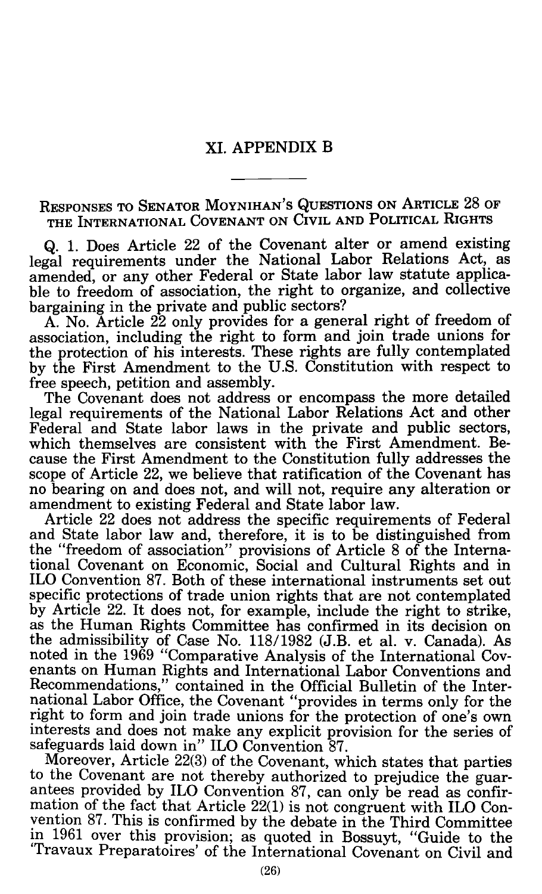# XI. APPENDIX B

---

## Responses to Senator Moynihan's Questions on Article 28 of the International Covenant on Civil and Political Rights

Q. 1. Does Article 22 of the Covenant alter or amend existing legal requirements under the National Labor Relations Act, as amended, or any other Federal or State labor law statute applicable to freedom of association, the right to organize, and collective bargaining in the private and public sectors?

A. No. Article 22 only provides for a general right of freedom of association, including the right to form and join trade unions for the protection of his interests. These rights are fully contemplated by the First Amendment to the U.S. Constitution with respect to free speech, petition and assembly.

The Covenant does not address or encompass the more detailed legal requirements of the National Labor Relations Act and other Federal and State labor laws in the private and public sectors, which themselves are consistent with the First Amendment. Because the First Amendment to the Constitution fully addresses the scope of Article 22, we believe that ratification of the Covenant has no bearing on and does not, and will not, require any alteration or amendment to existing Federal and State labor law.

Article 22 does not address the specific requirements of Federal and State labor law and, therefore, it is to be distinguished from the "freedom of association" provisions of Article 8 of the International Covenant on Economic, Social and Cultural Rights and in ILO Convention 87. Both of these international instruments set out specific protections of trade union rights that are not contemplated by Article 22. It does not, for example, include the right to strike, as the Human Rights Committee has confirmed in its decision on the admissibility of Case No. 118/1982 (J.B. et al. v. Canada). As noted in the 1969 "Comparative Analysis of the International Covenants on Human Rights and International Labor Conventions and Recommendations," contained in the Official Bulletin of the International Labor Office, the Covenant "provides in terms only for the right to form and join trade unions for the protection of one's own interests and does not make any explicit provision for the series of safeguards laid down in" ILO Convention 87.

Moreover, Article 22(3) of the Covenant, which states that parties to the Covenant are not thereby authorized to prejudice the guarantees provided by ILO Convention 87, can only be read as confirmation of the fact that Article 22(1) is not congruent with ILO Convention 87. This is confirmed by the debate in the Third Committee in 1961 over this provision; as quoted in Bossuyt, "Guide to the 'Travaux Preparatoires' of the International Covenant on Civil and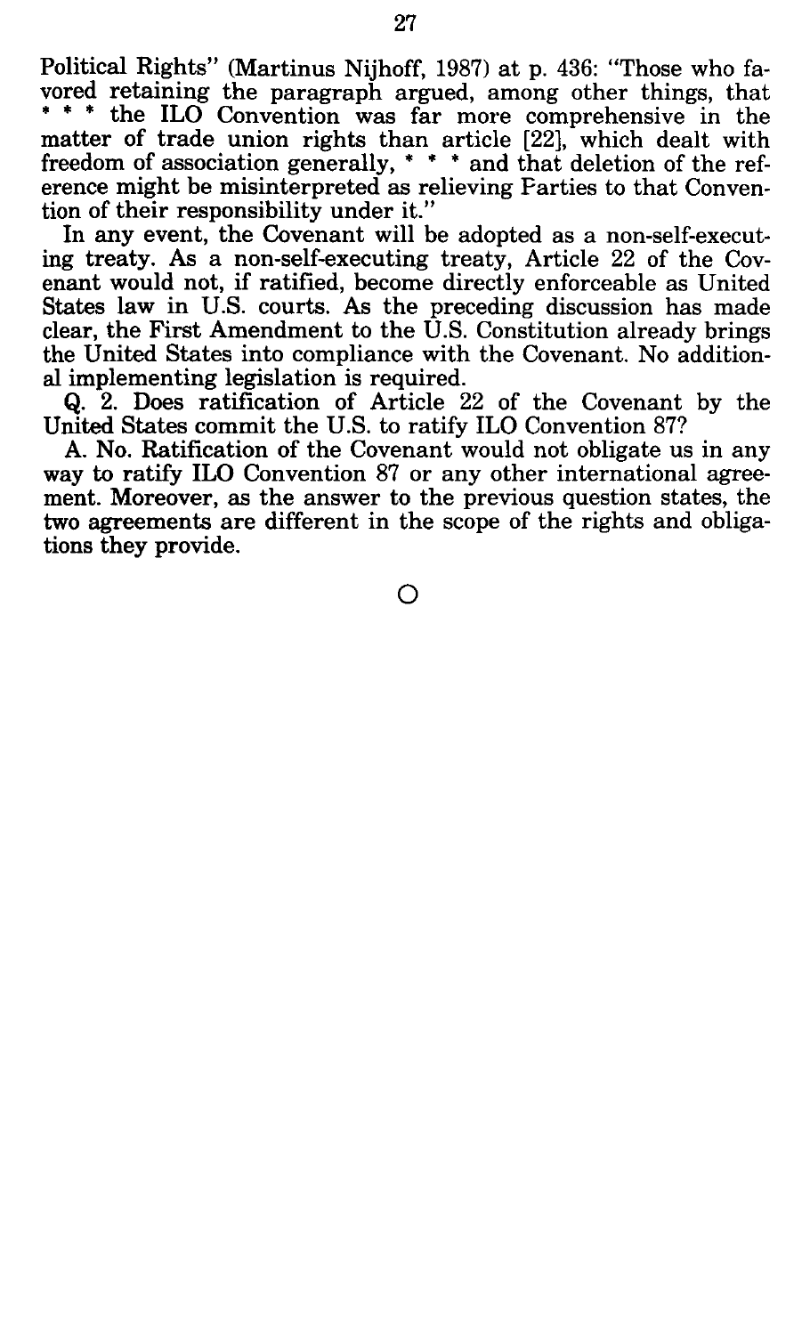Political Rights" (Martinus Nijhoff, 1987) at p. 436: "Those who favored retaining the paragraph argued, among other things, that * * * the ILO Convention was far more comprehensive in the matter of trade union rights than article [22], which dealt with freedom of association generally, * * * and that deletion of the reference might be misinterpreted as relieving Parties to that Convention of their responsibility under it."

In any event, the Covenant will be adopted as a non-self-executing treaty. As a non-self-executing treaty, Article 22 of the Covenant would not, if ratified, become directly enforceable as United States law in U.S. courts. As the preceding discussion has made clear, the First Amendment to the U.S. Constitution already brings the United States into compliance with the Covenant. No additional implementing legislation is required.

Q. 2. Does ratification of Article 22 of the Covenant by the United States commit the U.S. to ratify ILO Convention 87?

A. No. Ratification of the Covenant would not obligate us in any way to ratify ILO Convention 87 or any other international agreement. Moreover, as the answer to the previous question states, the two agreements are different in the scope of the rights and obligations they provide.

O